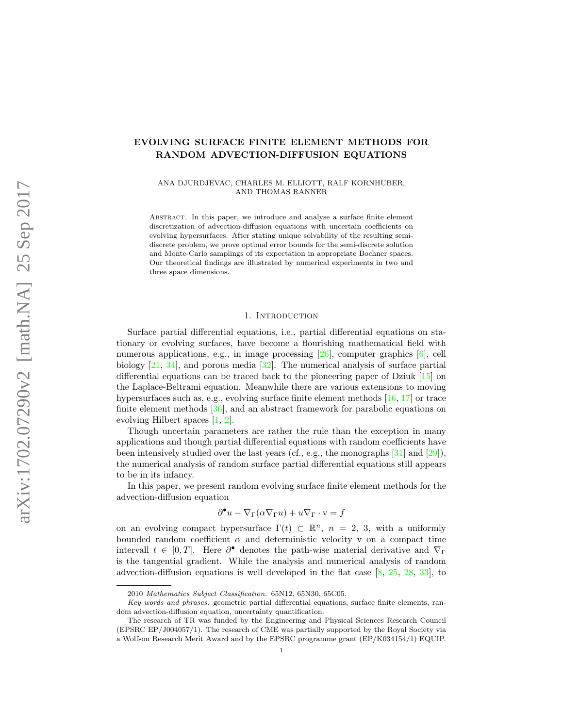# EVOLVING SURFACE FINITE ELEMENT METHODS FOR RANDOM ADVECTION-DIFFUSION EQUATIONS

ANA DJURDJEVAC, CHARLES M. ELLIOTT, RALF KORNHUBER, AND THOMAS RANNER

Abstract. In this paper, we introduce and analyse a surface finite element discretization of advection-diffusion equations with uncertain coefficients on evolving hypersurfaces. After stating unique solvability of the resulting semi-discrete problem, we prove optimal error bounds for the semi-discrete solution and Monte-Carlo samplings of its expectation in appropriate Bochner spaces. Our theoretical findings are illustrated by numerical experiments in two and three space dimensions.

## 1. Introduction

Surface partial differential equations, i.e., partial differential equations on stationary or evolving surfaces, have become a flourishing mathematical field with numerous applications, e.g., in image processing [26], computer graphics [6], cell biology [21, 34], and porous media [32]. The numerical analysis of surface partial differential equations can be traced back to the pioneering paper of Dziuk [15] on the Laplace-Beltrami equation. Meanwhile there are various extensions to moving hypersurfaces such as, e.g., evolving surface finite element methods [16, 17] or trace finite element methods [36], and an abstract framework for parabolic equations on evolving Hilbert spaces [1, 2].

Though uncertain parameters are rather the rule than the exception in many applications and though partial differential equations with random coefficients have been intensively studied over the last years (cf., e.g., the monographs [31] and [29]), the numerical analysis of random surface partial differential equations still appears to be in its infancy.

In this paper, we present random evolving surface finite element methods for the advection-diffusion equation

$$\partial^\bullet u - \nabla_\Gamma(\alpha \nabla_\Gamma u) + u \nabla_\Gamma \cdot \mathrm{v} = f$$

on an evolving compact hypersurface $\Gamma(t) \subset \mathbb{R}^n$, $n = 2, 3$, with a uniformly bounded random coefficient $\alpha$ and deterministic velocity v on a compact time intervall $t \in [0, T]$. Here $\partial^\bullet$ denotes the path-wise material derivative and $\nabla_\Gamma$ is the tangential gradient. While the analysis and numerical analysis of random advection-diffusion equations is well developed in the flat case [8, 25, 28, 33], to

---

2010 *Mathematics Subject Classification.* 65N12, 65N30, 65C05.

*Key words and phrases.* geometric partial differential equations, surface finite elements, random advection-diffusion equation, uncertainty quantification.

The research of TR was funded by the Engineering and Physical Sciences Research Council (EPSRC EP/J004057/1). The research of CME was partially supported by the Royal Society via a Wolfson Research Merit Award and by the EPSRC programme grant (EP/K034154/1) EQUIP.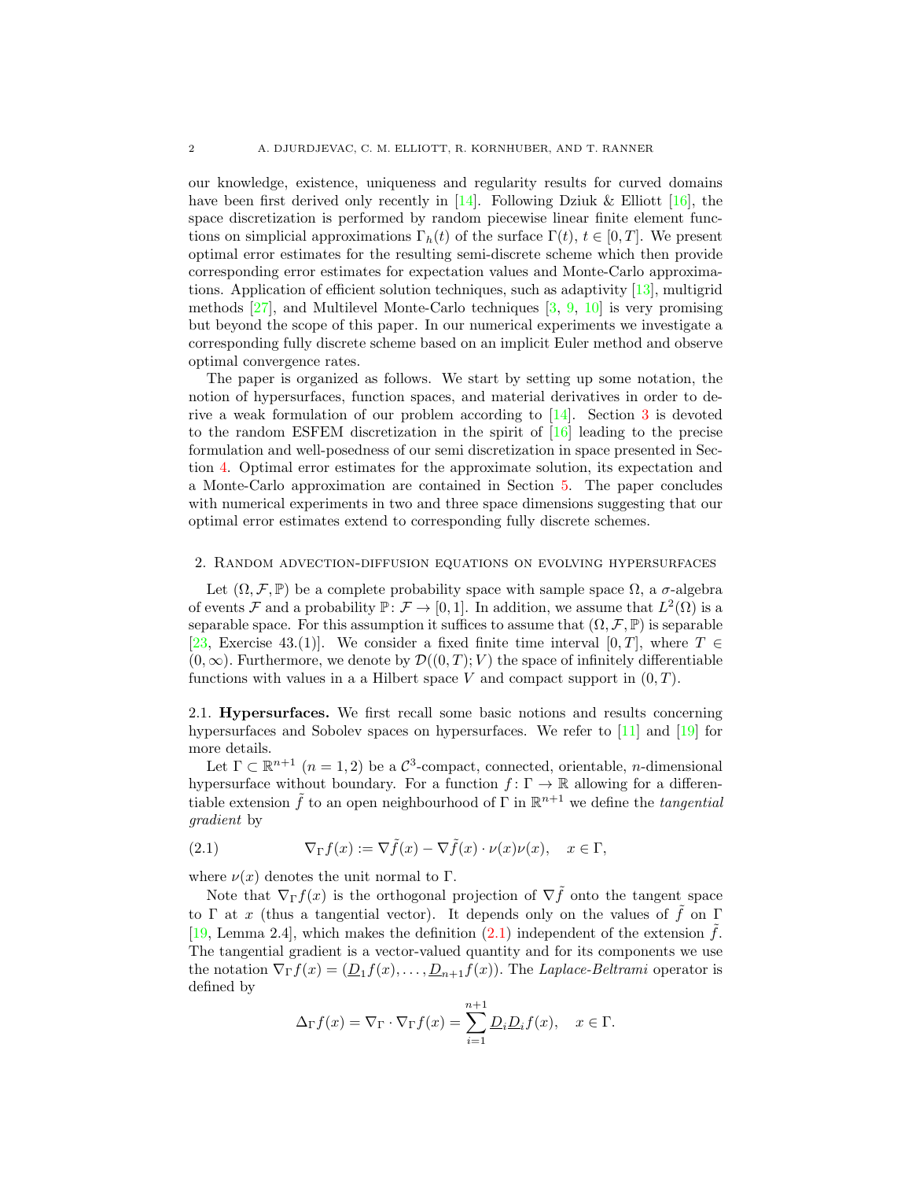our knowledge, existence, uniqueness and regularity results for curved domains have been first derived only recently in [14]. Following Dziuk & Elliott [16], the space discretization is performed by random piecewise linear finite element functions on simplicial approximations $\Gamma_h(t)$ of the surface $\Gamma(t)$, $t \in [0,T]$. We present optimal error estimates for the resulting semi-discrete scheme which then provide corresponding error estimates for expectation values and Monte-Carlo approximations. Application of efficient solution techniques, such as adaptivity [13], multigrid methods [27], and Multilevel Monte-Carlo techniques [3, 9, 10] is very promising but beyond the scope of this paper. In our numerical experiments we investigate a corresponding fully discrete scheme based on an implicit Euler method and observe optimal convergence rates.

The paper is organized as follows. We start by setting up some notation, the notion of hypersurfaces, function spaces, and material derivatives in order to derive a weak formulation of our problem according to [14]. Section 3 is devoted to the random ESFEM discretization in the spirit of [16] leading to the precise formulation and well-posedness of our semi discretization in space presented in Section 4. Optimal error estimates for the approximate solution, its expectation and a Monte-Carlo approximation are contained in Section 5. The paper concludes with numerical experiments in two and three space dimensions suggesting that our optimal error estimates extend to corresponding fully discrete schemes.

## 2. Random advection-diffusion equations on evolving hypersurfaces

Let $(\Omega, \mathcal{F}, \mathbb{P})$ be a complete probability space with sample space $\Omega$, a $\sigma$-algebra of events $\mathcal{F}$ and a probability $\mathbb{P} \colon \mathcal{F} \to [0,1]$. In addition, we assume that $L^2(\Omega)$ is a separable space. For this assumption it suffices to assume that $(\Omega, \mathcal{F}, \mathbb{P})$ is separable [23, Exercise 43.(1)]. We consider a fixed finite time interval $[0,T]$, where $T \in (0,\infty)$. Furthermore, we denote by $\mathcal{D}((0,T);V)$ the space of infinitely differentiable functions with values in a a Hilbert space $V$ and compact support in $(0,T)$.

### 2.1. Hypersurfaces.

We first recall some basic notions and results concerning hypersurfaces and Sobolev spaces on hypersurfaces. We refer to [11] and [19] for more details.

Let $\Gamma \subset \mathbb{R}^{n+1}$ $(n = 1, 2)$ be a $\mathcal{C}^3$-compact, connected, orientable, $n$-dimensional hypersurface without boundary. For a function $f \colon \Gamma \to \mathbb{R}$ allowing for a differentiable extension $\tilde{f}$ to an open neighbourhood of $\Gamma$ in $\mathbb{R}^{n+1}$ we define the *tangential gradient* by

$$\nabla_\Gamma f(x) := \nabla \tilde{f}(x) - \nabla \tilde{f}(x) \cdot \nu(x)\nu(x), \quad x \in \Gamma, \tag{2.1}$$

where $\nu(x)$ denotes the unit normal to $\Gamma$.

Note that $\nabla_\Gamma f(x)$ is the orthogonal projection of $\nabla \tilde{f}$ onto the tangent space to $\Gamma$ at $x$ (thus a tangential vector). It depends only on the values of $\tilde{f}$ on $\Gamma$ [19, Lemma 2.4], which makes the definition (2.1) independent of the extension $\tilde{f}$. The tangential gradient is a vector-valued quantity and for its components we use the notation $\nabla_\Gamma f(x) = (\underline{D}_1 f(x), \ldots, \underline{D}_{n+1} f(x))$. The *Laplace-Beltrami* operator is defined by

$$\Delta_\Gamma f(x) = \nabla_\Gamma \cdot \nabla_\Gamma f(x) = \sum_{i=1}^{n+1} \underline{D}_i \underline{D}_i f(x), \quad x \in \Gamma.$$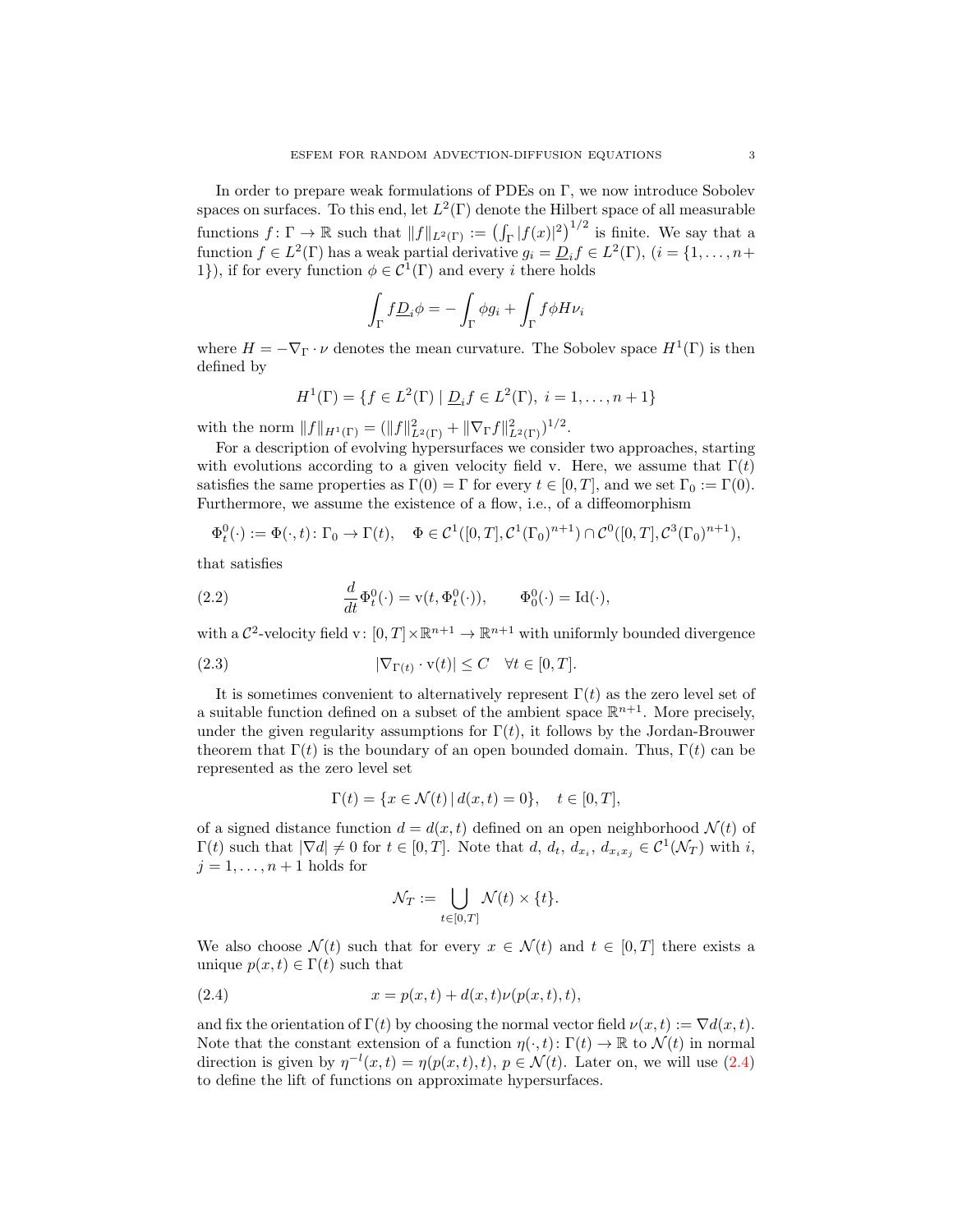In order to prepare weak formulations of PDEs on $\Gamma$, we now introduce Sobolev spaces on surfaces. To this end, let $L^2(\Gamma)$ denote the Hilbert space of all measurable functions $f\colon \Gamma \to \mathbb{R}$ such that $\|f\|_{L^2(\Gamma)} := \left(\int_\Gamma |f(x)|^2\right)^{1/2}$ is finite. We say that a function $f \in L^2(\Gamma)$ has a weak partial derivative $g_i = \underline{D}_i f \in L^2(\Gamma)$, $(i = \{1, \ldots, n+1\})$, if for every function $\phi \in \mathcal{C}^1(\Gamma)$ and every $i$ there holds

$$\int_\Gamma f \underline{D}_i \phi = -\int_\Gamma \phi g_i + \int_\Gamma f \phi H \nu_i$$

where $H = -\nabla_\Gamma \cdot \nu$ denotes the mean curvature. The Sobolev space $H^1(\Gamma)$ is then defined by

$$H^1(\Gamma) = \{f \in L^2(\Gamma) \mid \underline{D}_i f \in L^2(\Gamma),\ i = 1, \ldots, n+1\}$$

with the norm $\|f\|_{H^1(\Gamma)} = (\|f\|^2_{L^2(\Gamma)} + \|\nabla_\Gamma f\|^2_{L^2(\Gamma)})^{1/2}$.

For a description of evolving hypersurfaces we consider two approaches, starting with evolutions according to a given velocity field v. Here, we assume that $\Gamma(t)$ satisfies the same properties as $\Gamma(0) = \Gamma$ for every $t \in [0, T]$, and we set $\Gamma_0 := \Gamma(0)$. Furthermore, we assume the existence of a flow, i.e., of a diffeomorphism

$$\Phi^0_t(\cdot) := \Phi(\cdot, t)\colon \Gamma_0 \to \Gamma(t), \quad \Phi \in \mathcal{C}^1([0, T], \mathcal{C}^1(\Gamma_0)^{n+1}) \cap \mathcal{C}^0([0, T], \mathcal{C}^3(\Gamma_0)^{n+1}),$$

that satisfies

$$\frac{d}{dt}\Phi^0_t(\cdot) = \mathrm{v}(t, \Phi^0_t(\cdot)), \qquad \Phi^0_0(\cdot) = \mathrm{Id}(\cdot), \tag{2.2}$$

with a $\mathcal{C}^2$-velocity field $\mathrm{v}\colon [0, T] \times \mathbb{R}^{n+1} \to \mathbb{R}^{n+1}$ with uniformly bounded divergence

$$|\nabla_{\Gamma(t)} \cdot \mathrm{v}(t)| \le C \quad \forall t \in [0, T]. \tag{2.3}$$

It is sometimes convenient to alternatively represent $\Gamma(t)$ as the zero level set of a suitable function defined on a subset of the ambient space $\mathbb{R}^{n+1}$. More precisely, under the given regularity assumptions for $\Gamma(t)$, it follows by the Jordan-Brouwer theorem that $\Gamma(t)$ is the boundary of an open bounded domain. Thus, $\Gamma(t)$ can be represented as the zero level set

$$\Gamma(t) = \{x \in \mathcal{N}(t) \mid d(x, t) = 0\}, \quad t \in [0, T],$$

of a signed distance function $d = d(x, t)$ defined on an open neighborhood $\mathcal{N}(t)$ of $\Gamma(t)$ such that $|\nabla d| \neq 0$ for $t \in [0, T]$. Note that $d$, $d_t$, $d_{x_i}$, $d_{x_i x_j} \in \mathcal{C}^1(\mathcal{N}_T)$ with $i$, $j = 1, \ldots, n+1$ holds for

$$\mathcal{N}_T := \bigcup_{t \in [0,T]} \mathcal{N}(t) \times \{t\}.$$

We also choose $\mathcal{N}(t)$ such that for every $x \in \mathcal{N}(t)$ and $t \in [0, T]$ there exists a unique $p(x, t) \in \Gamma(t)$ such that

$$x = p(x, t) + d(x, t)\nu(p(x, t), t), \tag{2.4}$$

and fix the orientation of $\Gamma(t)$ by choosing the normal vector field $\nu(x, t) := \nabla d(x, t)$. Note that the constant extension of a function $\eta(\cdot, t)\colon \Gamma(t) \to \mathbb{R}$ to $\mathcal{N}(t)$ in normal direction is given by $\eta^{-l}(x, t) = \eta(p(x, t), t)$, $p \in \mathcal{N}(t)$. Later on, we will use (2.4) to define the lift of functions on approximate hypersurfaces.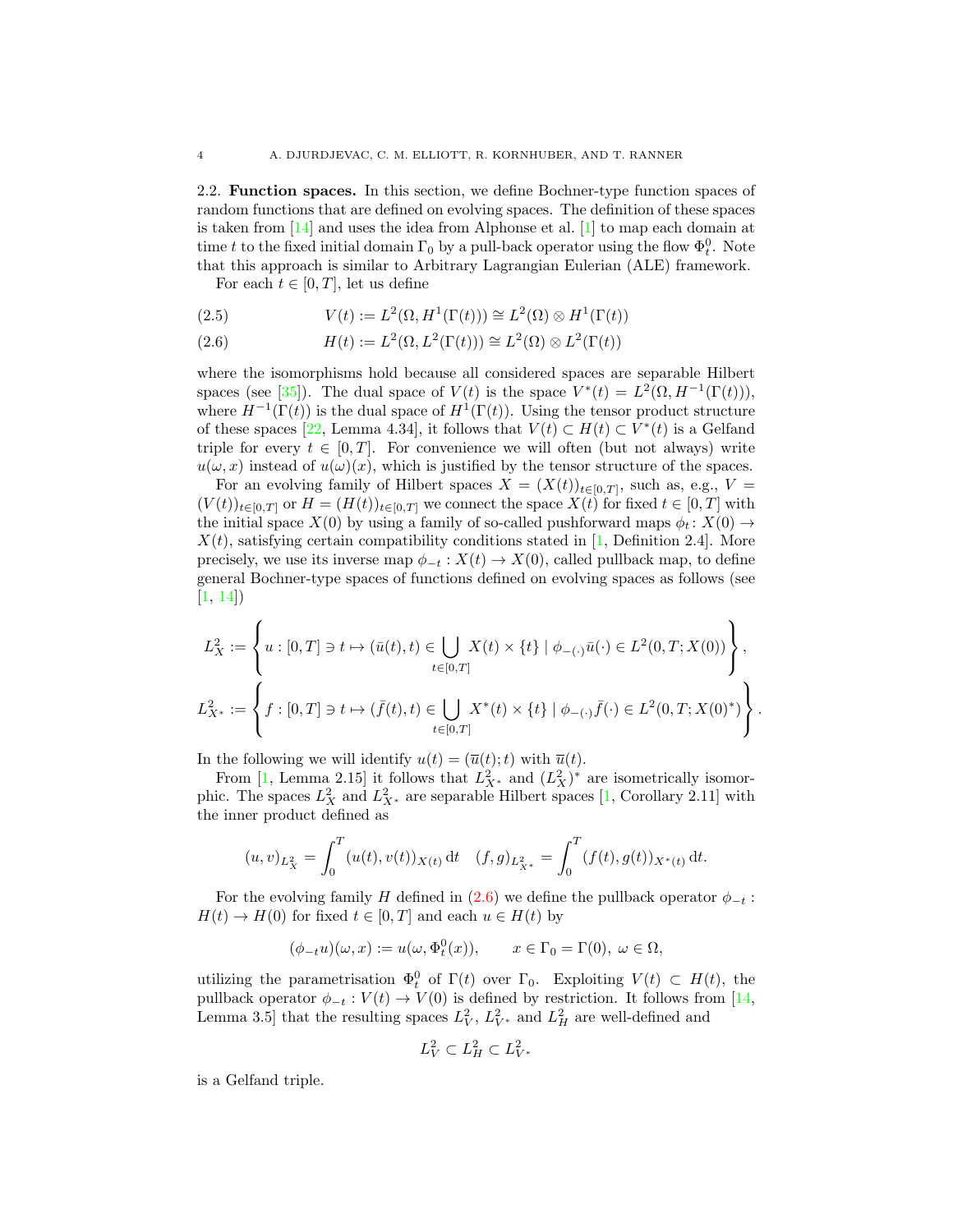**2.2. Function spaces.** In this section, we define Bochner-type function spaces of random functions that are defined on evolving spaces. The definition of these spaces is taken from [14] and uses the idea from Alphonse et al. [1] to map each domain at time $t$ to the fixed initial domain $\Gamma_0$ by a pull-back operator using the flow $\Phi_t^0$. Note that this approach is similar to Arbitrary Lagrangian Eulerian (ALE) framework.

For each $t \in [0,T]$, let us define

$$V(t) := L^2(\Omega, H^1(\Gamma(t))) \cong L^2(\Omega) \otimes H^1(\Gamma(t)) \tag{2.5}$$

$$H(t) := L^2(\Omega, L^2(\Gamma(t))) \cong L^2(\Omega) \otimes L^2(\Gamma(t)) \tag{2.6}$$

where the isomorphisms hold because all considered spaces are separable Hilbert spaces (see [35]). The dual space of $V(t)$ is the space $V^*(t) = L^2(\Omega, H^{-1}(\Gamma(t)))$, where $H^{-1}(\Gamma(t))$ is the dual space of $H^1(\Gamma(t))$. Using the tensor product structure of these spaces [22, Lemma 4.34], it follows that $V(t) \subset H(t) \subset V^*(t)$ is a Gelfand triple for every $t \in [0,T]$. For convenience we will often (but not always) write $u(\omega, x)$ instead of $u(\omega)(x)$, which is justified by the tensor structure of the spaces.

For an evolving family of Hilbert spaces $X = (X(t))_{t\in[0,T]}$, such as, e.g., $V = (V(t))_{t\in[0,T]}$ or $H = (H(t))_{t\in[0,T]}$ we connect the space $X(t)$ for fixed $t \in [0,T]$ with the initial space $X(0)$ by using a family of so-called pushforward maps $\phi_t \colon X(0) \to X(t)$, satisfying certain compatibility conditions stated in [1, Definition 2.4]. More precisely, we use its inverse map $\phi_{-t} : X(t) \to X(0)$, called pullback map, to define general Bochner-type spaces of functions defined on evolving spaces as follows (see [1, 14])

$$L^2_X := \left\{ u : [0,T] \ni t \mapsto (\bar{u}(t), t) \in \bigcup_{t\in[0,T]} X(t) \times \{t\} \mid \phi_{-(\cdot)}\bar{u}(\cdot) \in L^2(0,T; X(0)) \right\},$$

$$L^2_{X^*} := \left\{ f : [0,T] \ni t \mapsto (\bar{f}(t), t) \in \bigcup_{t\in[0,T]} X^*(t) \times \{t\} \mid \phi_{-(\cdot)}\bar{f}(\cdot) \in L^2(0,T; X(0)^*) \right\}.$$

In the following we will identify $u(t) = (\overline{u}(t); t)$ with $\overline{u}(t)$.

From [1, Lemma 2.15] it follows that $L^2_{X^*}$ and $(L^2_X)^*$ are isometrically isomorphic. The spaces $L^2_X$ and $L^2_{X^*}$ are separable Hilbert spaces [1, Corollary 2.11] with the inner product defined as

$$(u, v)_{L^2_X} = \int_0^T (u(t), v(t))_{X(t)} \, \mathrm{d}t \quad (f, g)_{L^2_{X^*}} = \int_0^T (f(t), g(t))_{X^*(t)} \, \mathrm{d}t.$$

For the evolving family $H$ defined in (2.6) we define the pullback operator $\phi_{-t} : H(t) \to H(0)$ for fixed $t \in [0,T]$ and each $u \in H(t)$ by

$$(\phi_{-t}u)(\omega, x) := u(\omega, \Phi_t^0(x)), \qquad x \in \Gamma_0 = \Gamma(0),\ \omega \in \Omega,$$

utilizing the parametrisation $\Phi_t^0$ of $\Gamma(t)$ over $\Gamma_0$. Exploiting $V(t) \subset H(t)$, the pullback operator $\phi_{-t} : V(t) \to V(0)$ is defined by restriction. It follows from [14, Lemma 3.5] that the resulting spaces $L^2_V$, $L^2_{V^*}$ and $L^2_H$ are well-defined and

$$L^2_V \subset L^2_H \subset L^2_{V^*}$$

is a Gelfand triple.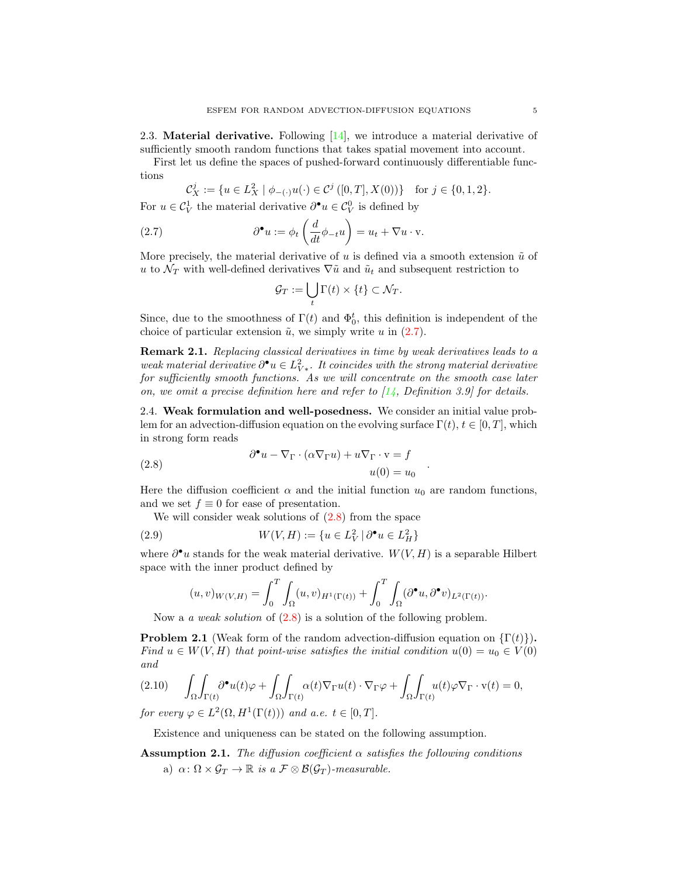### 2.3. Material derivative.

**2.3. Material derivative.** Following [14], we introduce a material derivative of sufficiently smooth random functions that takes spatial movement into account.

First let us define the spaces of pushed-forward continuously differentiable functions

$$\mathcal{C}^j_X := \{u \in L^2_X \mid \phi_{-(\cdot)}u(\cdot) \in \mathcal{C}^j\left([0,T], X(0)\right)\} \quad \text{for } j \in \{0,1,2\}.$$

For $u \in \mathcal{C}^1_V$ the material derivative $\partial^\bullet u \in \mathcal{C}^0_V$ is defined by

$$\partial^\bullet u := \phi_t \left( \frac{d}{dt} \phi_{-t} u \right) = u_t + \nabla u \cdot \mathrm{v}. \tag{2.7}$$

More precisely, the material derivative of $u$ is defined via a smooth extension $\tilde{u}$ of $u$ to $\mathcal{N}_T$ with well-defined derivatives $\nabla \tilde{u}$ and $\tilde{u}_t$ and subsequent restriction to

$$\mathcal{G}_T := \bigcup_t \Gamma(t) \times \{t\} \subset \mathcal{N}_T.$$

Since, due to the smoothness of $\Gamma(t)$ and $\Phi^t_0$, this definition is independent of the choice of particular extension $\tilde{u}$, we simply write $u$ in (2.7).

**Remark 2.1.** *Replacing classical derivatives in time by weak derivatives leads to a weak material derivative $\partial^\bullet u \in L^2_{V^*}$. It coincides with the strong material derivative for sufficiently smooth functions. As we will concentrate on the smooth case later on, we omit a precise definition here and refer to [14, Definition 3.9] for details.*

### 2.4. Weak formulation and well-posedness.

**2.4. Weak formulation and well-posedness.** We consider an initial value problem for an advection-diffusion equation on the evolving surface $\Gamma(t)$, $t \in [0,T]$, which in strong form reads

$$\begin{aligned} \partial^\bullet u - \nabla_\Gamma \cdot (\alpha \nabla_\Gamma u) + u \nabla_\Gamma \cdot \mathrm{v} &= f \\ u(0) &= u_0 \end{aligned} \tag{2.8}$$

Here the diffusion coefficient $\alpha$ and the initial function $u_0$ are random functions, and we set $f \equiv 0$ for ease of presentation.

We will consider weak solutions of (2.8) from the space

$$W(V,H) := \{u \in L^2_V \mid \partial^\bullet u \in L^2_H\} \tag{2.9}$$

where $\partial^\bullet u$ stands for the weak material derivative. $W(V,H)$ is a separable Hilbert space with the inner product defined by

$$(u,v)_{W(V,H)} = \int_0^T \int_\Omega (u,v)_{H^1(\Gamma(t))} + \int_0^T \int_\Omega (\partial^\bullet u, \partial^\bullet v)_{L^2(\Gamma(t))}.$$

Now a *a weak solution* of (2.8) is a solution of the following problem.

**Problem 2.1** (Weak form of the random advection-diffusion equation on $\{\Gamma(t)\}$)**.** *Find $u \in W(V,H)$ that point-wise satisfies the initial condition $u(0) = u_0 \in V(0)$ and*

$$\int_\Omega \int_{\Gamma(t)} \partial^\bullet u(t) \varphi + \int_\Omega \int_{\Gamma(t)} \alpha(t) \nabla_\Gamma u(t) \cdot \nabla_\Gamma \varphi + \int_\Omega \int_{\Gamma(t)} u(t) \varphi \nabla_\Gamma \cdot \mathrm{v}(t) = 0, \tag{2.10}$$

*for every $\varphi \in L^2(\Omega, H^1(\Gamma(t)))$ and a.e. $t \in [0,T]$.*

Existence and uniqueness can be stated on the following assumption.

**Assumption 2.1.** *The diffusion coefficient $\alpha$ satisfies the following conditions*

a) *$\alpha \colon \Omega \times \mathcal{G}_T \to \mathbb{R}$ is a $\mathcal{F} \otimes \mathcal{B}(\mathcal{G}_T)$-measurable.*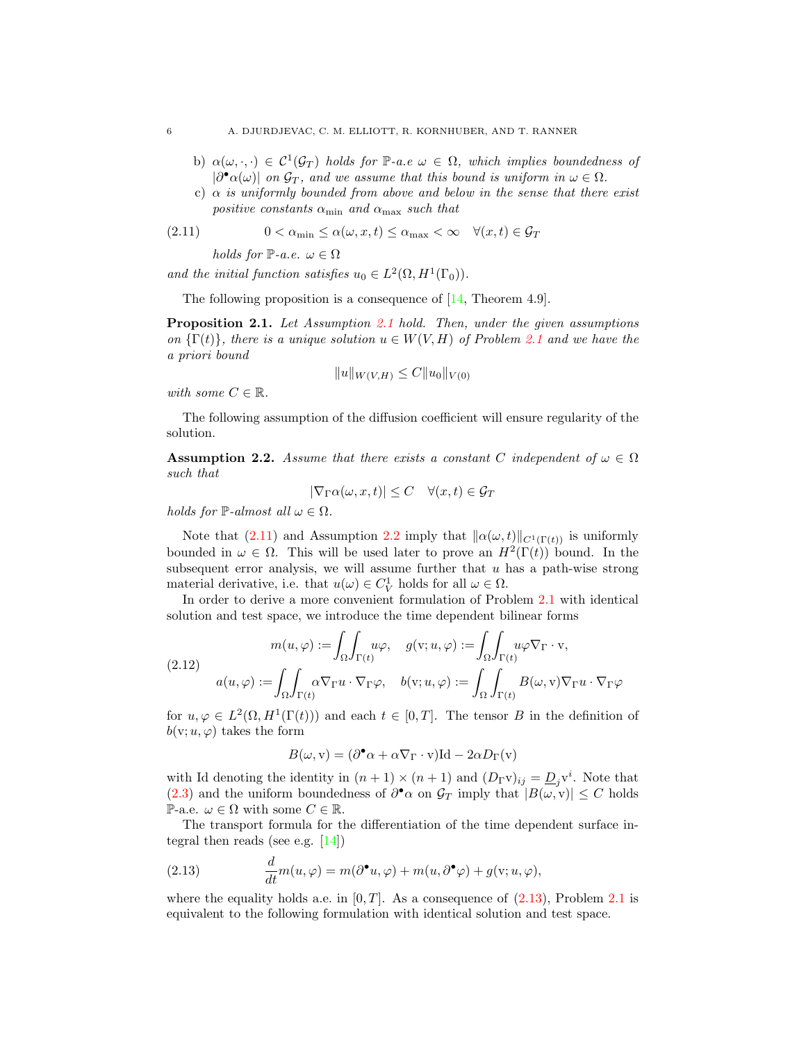b) $\alpha(\omega, \cdot, \cdot) \in \mathcal{C}^1(\mathcal{G}_T)$ *holds for* $\mathbb{P}$*-a.e* $\omega \in \Omega$*, which implies boundedness of* $|\partial^\bullet \alpha(\omega)|$ *on* $\mathcal{G}_T$*, and we assume that this bound is uniform in* $\omega \in \Omega$*.*

c) $\alpha$ *is uniformly bounded from above and below in the sense that there exist positive constants* $\alpha_{\min}$ *and* $\alpha_{\max}$ *such that*

$$0 < \alpha_{\min} \leq \alpha(\omega, x, t) \leq \alpha_{\max} < \infty \quad \forall (x,t) \in \mathcal{G}_T \tag{2.11}$$

*holds for* $\mathbb{P}$*-a.e.* $\omega \in \Omega$

*and the initial function satisfies* $u_0 \in L^2(\Omega, H^1(\Gamma_0))$*.*

The following proposition is a consequence of [14, Theorem 4.9].

**Proposition 2.1.** *Let Assumption 2.1 hold. Then, under the given assumptions on* $\{\Gamma(t)\}$*, there is a unique solution* $u \in W(V,H)$ *of Problem 2.1 and we have the a priori bound*

$$\|u\|_{W(V,H)} \leq C \|u_0\|_{V(0)}$$

*with some* $C \in \mathbb{R}$*.*

The following assumption of the diffusion coefficient will ensure regularity of the solution.

**Assumption 2.2.** *Assume that there exists a constant* $C$ *independent of* $\omega \in \Omega$ *such that*

$$|\nabla_\Gamma \alpha(\omega, x, t)| \leq C \quad \forall (x,t) \in \mathcal{G}_T$$

*holds for* $\mathbb{P}$*-almost all* $\omega \in \Omega$*.*

Note that (2.11) and Assumption 2.2 imply that $\|\alpha(\omega, t)\|_{C^1(\Gamma(t))}$ is uniformly bounded in $\omega \in \Omega$. This will be used later to prove an $H^2(\Gamma(t))$ bound. In the subsequent error analysis, we will assume further that $u$ has a path-wise strong material derivative, i.e. that $u(\omega) \in C^1_V$ holds for all $\omega \in \Omega$.

In order to derive a more convenient formulation of Problem 2.1 with identical solution and test space, we introduce the time dependent bilinear forms

$$\begin{aligned} m(u,\varphi) &:= \int_\Omega \int_{\Gamma(t)} u\varphi, \quad g(\mathrm{v}; u, \varphi) := \int_\Omega \int_{\Gamma(t)} u\varphi \nabla_\Gamma \cdot \mathrm{v}, \\ a(u,\varphi) &:= \int_\Omega \int_{\Gamma(t)} \alpha \nabla_\Gamma u \cdot \nabla_\Gamma \varphi, \quad b(\mathrm{v}; u, \varphi) := \int_\Omega \int_{\Gamma(t)} B(\omega, \mathrm{v}) \nabla_\Gamma u \cdot \nabla_\Gamma \varphi \end{aligned} \tag{2.12}$$

for $u, \varphi \in L^2(\Omega, H^1(\Gamma(t)))$ and each $t \in [0,T]$. The tensor $B$ in the definition of $b(\mathrm{v}; u, \varphi)$ takes the form

$$B(\omega, \mathrm{v}) = (\partial^\bullet \alpha + \alpha \nabla_\Gamma \cdot \mathrm{v})\mathrm{Id} - 2\alpha D_\Gamma(\mathrm{v})$$

with Id denoting the identity in $(n+1) \times (n+1)$ and $(D_\Gamma \mathrm{v})_{ij} = \underline{D}_j \mathrm{v}^i$. Note that (2.3) and the uniform boundedness of $\partial^\bullet \alpha$ on $\mathcal{G}_T$ imply that $|B(\omega, \mathrm{v})| \leq C$ holds $\mathbb{P}$-a.e. $\omega \in \Omega$ with some $C \in \mathbb{R}$.

The transport formula for the differentiation of the time dependent surface integral then reads (see e.g. [14])

$$\frac{d}{dt} m(u, \varphi) = m(\partial^\bullet u, \varphi) + m(u, \partial^\bullet \varphi) + g(\mathrm{v}; u, \varphi), \tag{2.13}$$

where the equality holds a.e. in $[0,T]$. As a consequence of (2.13), Problem 2.1 is equivalent to the following formulation with identical solution and test space.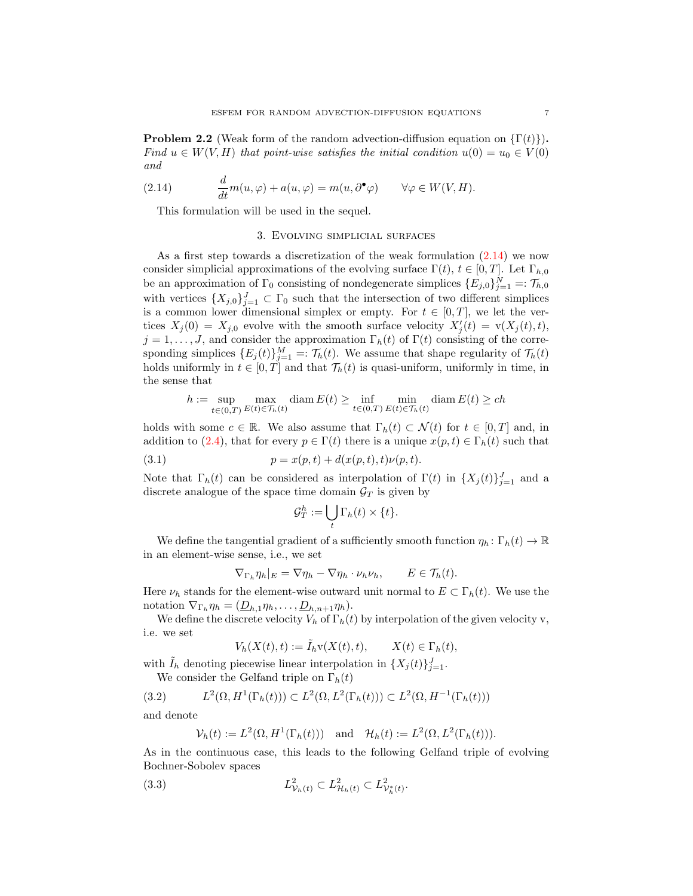**Problem 2.2** (Weak form of the random advection-diffusion equation on $\{\Gamma(t)\}$)**.** *Find $u \in W(V, H)$ that point-wise satisfies the initial condition $u(0) = u_0 \in V(0)$ and*

$$\frac{d}{dt} m(u, \varphi) + a(u, \varphi) = m(u, \partial^\bullet \varphi) \qquad \forall \varphi \in W(V, H). \tag{2.14}$$

This formulation will be used in the sequel.

## 3. Evolving simplicial surfaces

As a first step towards a discretization of the weak formulation (2.14) we now consider simplicial approximations of the evolving surface $\Gamma(t)$, $t \in [0, T]$. Let $\Gamma_{h,0}$ be an approximation of $\Gamma_0$ consisting of nondegenerate simplices $\{E_{j,0}\}_{j=1}^N =: \mathcal{T}_{h,0}$ with vertices $\{X_{j,0}\}_{j=1}^J \subset \Gamma_0$ such that the intersection of two different simplices is a common lower dimensional simplex or empty. For $t \in [0, T]$, we let the vertices $X_j(0) = X_{j,0}$ evolve with the smooth surface velocity $X_j'(t) = \mathrm{v}(X_j(t), t)$, $j = 1, \ldots, J$, and consider the approximation $\Gamma_h(t)$ of $\Gamma(t)$ consisting of the corresponding simplices $\{E_j(t)\}_{j=1}^M =: \mathcal{T}_h(t)$. We assume that shape regularity of $\mathcal{T}_h(t)$ holds uniformly in $t \in [0, T]$ and that $\mathcal{T}_h(t)$ is quasi-uniform, uniformly in time, in the sense that

$$h := \sup_{t \in (0,T)} \max_{E(t) \in \mathcal{T}_h(t)} \operatorname{diam} E(t) \geq \inf_{t \in (0,T)} \min_{E(t) \in \mathcal{T}_h(t)} \operatorname{diam} E(t) \geq ch$$

holds with some $c \in \mathbb{R}$. We also assume that $\Gamma_h(t) \subset \mathcal{N}(t)$ for $t \in [0, T]$ and, in addition to (2.4), that for every $p \in \Gamma(t)$ there is a unique $x(p, t) \in \Gamma_h(t)$ such that

$$p = x(p, t) + d(x(p, t), t)\nu(p, t). \tag{3.1}$$

Note that $\Gamma_h(t)$ can be considered as interpolation of $\Gamma(t)$ in $\{X_j(t)\}_{j=1}^J$ and a discrete analogue of the space time domain $\mathcal{G}_T$ is given by

$$\mathcal{G}_T^h := \bigcup_t \Gamma_h(t) \times \{t\}.$$

We define the tangential gradient of a sufficiently smooth function $\eta_h \colon \Gamma_h(t) \to \mathbb{R}$ in an element-wise sense, i.e., we set

$$\nabla_{\Gamma_h} \eta_h|_E = \nabla \eta_h - \nabla \eta_h \cdot \nu_h \nu_h, \qquad E \in \mathcal{T}_h(t).$$

Here $\nu_h$ stands for the element-wise outward unit normal to $E \subset \Gamma_h(t)$. We use the notation $\nabla_{\Gamma_h} \eta_h = (\underline{D}_{h,1}\eta_h, \ldots, \underline{D}_{h,n+1}\eta_h)$.

We define the discrete velocity $V_h$ of $\Gamma_h(t)$ by interpolation of the given velocity v, i.e. we set

$$V_h(X(t), t) := \tilde{I}_h \mathrm{v}(X(t), t), \qquad X(t) \in \Gamma_h(t),$$

with $\tilde{I}_h$ denoting piecewise linear interpolation in $\{X_j(t)\}_{j=1}^J$.

We consider the Gelfand triple on $\Gamma_h(t)$

$$L^2(\Omega, H^1(\Gamma_h(t))) \subset L^2(\Omega, L^2(\Gamma_h(t))) \subset L^2(\Omega, H^{-1}(\Gamma_h(t))) \tag{3.2}$$

and denote

$$\mathcal{V}_h(t) := L^2(\Omega, H^1(\Gamma_h(t))) \quad \text{and} \quad \mathcal{H}_h(t) := L^2(\Omega, L^2(\Gamma_h(t))).$$

As in the continuous case, this leads to the following Gelfand triple of evolving Bochner-Sobolev spaces

$$L^2_{\mathcal{V}_h(t)} \subset L^2_{\mathcal{H}_h(t)} \subset L^2_{\mathcal{V}_h^*(t)}. \tag{3.3}$$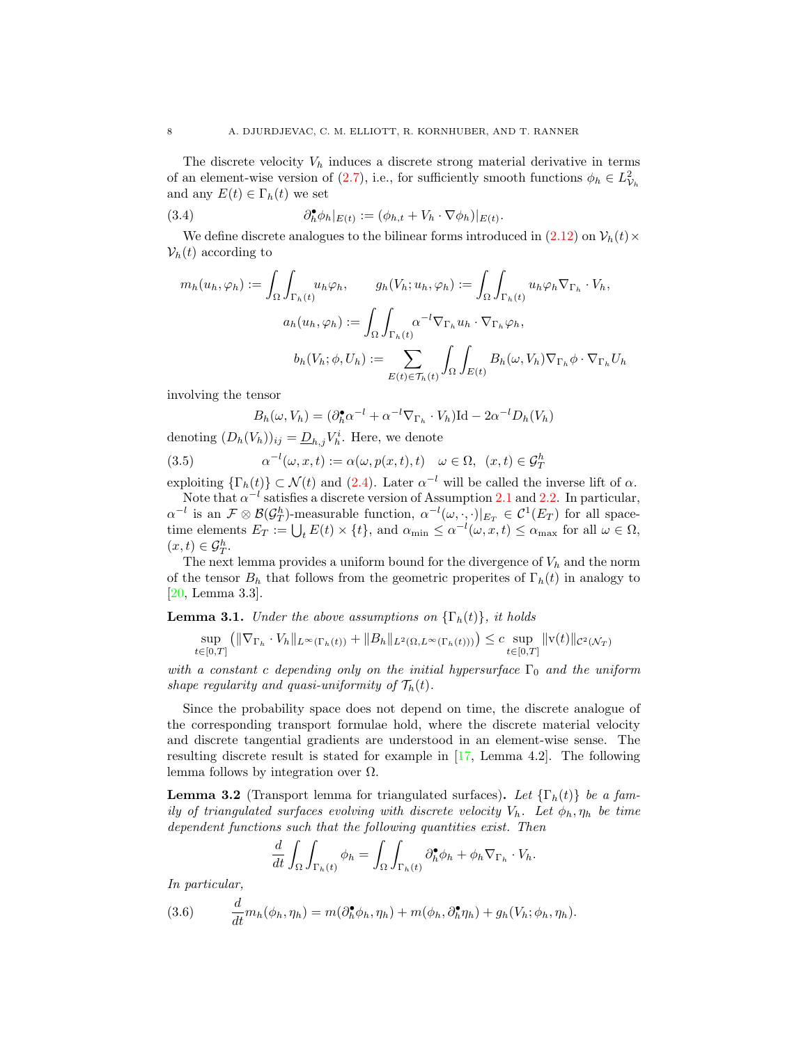The discrete velocity $V_h$ induces a discrete strong material derivative in terms of an element-wise version of (2.7), i.e., for sufficiently smooth functions $\phi_h \in L^2_{\mathcal{V}_h}$ and any $E(t) \in \Gamma_h(t)$ we set

$$\partial_h^{\bullet} \phi_h|_{E(t)} := (\phi_{h,t} + V_h \cdot \nabla \phi_h)|_{E(t)}. \tag{3.4}$$

We define discrete analogues to the bilinear forms introduced in (2.12) on $\mathcal{V}_h(t) \times \mathcal{V}_h(t)$ according to

$$m_h(u_h, \varphi_h) := \int_\Omega \int_{\Gamma_h(t)} u_h \varphi_h, \qquad g_h(V_h; u_h, \varphi_h) := \int_\Omega \int_{\Gamma_h(t)} u_h \varphi_h \nabla_{\Gamma_h} \cdot V_h,$$

$$a_h(u_h, \varphi_h) := \int_\Omega \int_{\Gamma_h(t)} \alpha^{-l} \nabla_{\Gamma_h} u_h \cdot \nabla_{\Gamma_h} \varphi_h,$$

$$b_h(V_h; \phi, U_h) := \sum_{E(t) \in \mathcal{T}_h(t)} \int_\Omega \int_{E(t)} B_h(\omega, V_h) \nabla_{\Gamma_h} \phi \cdot \nabla_{\Gamma_h} U_h$$

involving the tensor

$$B_h(\omega, V_h) = (\partial_h^{\bullet} \alpha^{-l} + \alpha^{-l} \nabla_{\Gamma_h} \cdot V_h) \mathrm{Id} - 2\alpha^{-l} D_h(V_h)$$

denoting $(D_h(V_h))_{ij} = \underline{D}_{h,j} V_h^i$. Here, we denote

$$\alpha^{-l}(\omega, x, t) := \alpha(\omega, p(x,t), t) \quad \omega \in \Omega, \ (x,t) \in \mathcal{G}_T^h \tag{3.5}$$

exploiting $\{\Gamma_h(t)\} \subset \mathcal{N}(t)$ and (2.4). Later $\alpha^{-l}$ will be called the inverse lift of $\alpha$.

Note that $\alpha^{-l}$ satisfies a discrete version of Assumption 2.1 and 2.2. In particular, $\alpha^{-l}$ is an $\mathcal{F} \otimes \mathcal{B}(\mathcal{G}_T^h)$-measurable function, $\alpha^{-l}(\omega, \cdot, \cdot)|_{E_T} \in \mathcal{C}^1(E_T)$ for all space-time elements $E_T := \bigcup_t E(t) \times \{t\}$, and $\alpha_{\min} \le \alpha^{-l}(\omega, x, t) \le \alpha_{\max}$ for all $\omega \in \Omega$, $(x,t) \in \mathcal{G}_T^h$.

The next lemma provides a uniform bound for the divergence of $V_h$ and the norm of the tensor $B_h$ that follows from the geometric properites of $\Gamma_h(t)$ in analogy to [20, Lemma 3.3].

**Lemma 3.1.** *Under the above assumptions on $\{\Gamma_h(t)\}$, it holds*

$$\sup_{t\in[0,T]} \left( \|\nabla_{\Gamma_h} \cdot V_h\|_{L^\infty(\Gamma_h(t))} + \|B_h\|_{L^2(\Omega, L^\infty(\Gamma_h(t)))} \right) \le c \sup_{t\in[0,T]} \|\mathrm{v}(t)\|_{\mathcal{C}^2(\mathcal{N}_T)}$$

*with a constant $c$ depending only on the initial hypersurface $\Gamma_0$ and the uniform shape regularity and quasi-uniformity of $\mathcal{T}_h(t)$.*

Since the probability space does not depend on time, the discrete analogue of the corresponding transport formulae hold, where the discrete material velocity and discrete tangential gradients are understood in an element-wise sense. The resulting discrete result is stated for example in [17, Lemma 4.2]. The following lemma follows by integration over $\Omega$.

**Lemma 3.2** (Transport lemma for triangulated surfaces)**.** *Let $\{\Gamma_h(t)\}$ be a family of triangulated surfaces evolving with discrete velocity $V_h$. Let $\phi_h, \eta_h$ be time dependent functions such that the following quantities exist. Then*

$$\frac{d}{dt} \int_\Omega \int_{\Gamma_h(t)} \phi_h = \int_\Omega \int_{\Gamma_h(t)} \partial_h^{\bullet} \phi_h + \phi_h \nabla_{\Gamma_h} \cdot V_h.$$

*In particular,*

$$\frac{d}{dt} m_h(\phi_h, \eta_h) = m(\partial_h^{\bullet} \phi_h, \eta_h) + m(\phi_h, \partial_h^{\bullet} \eta_h) + g_h(V_h; \phi_h, \eta_h). \tag{3.6}$$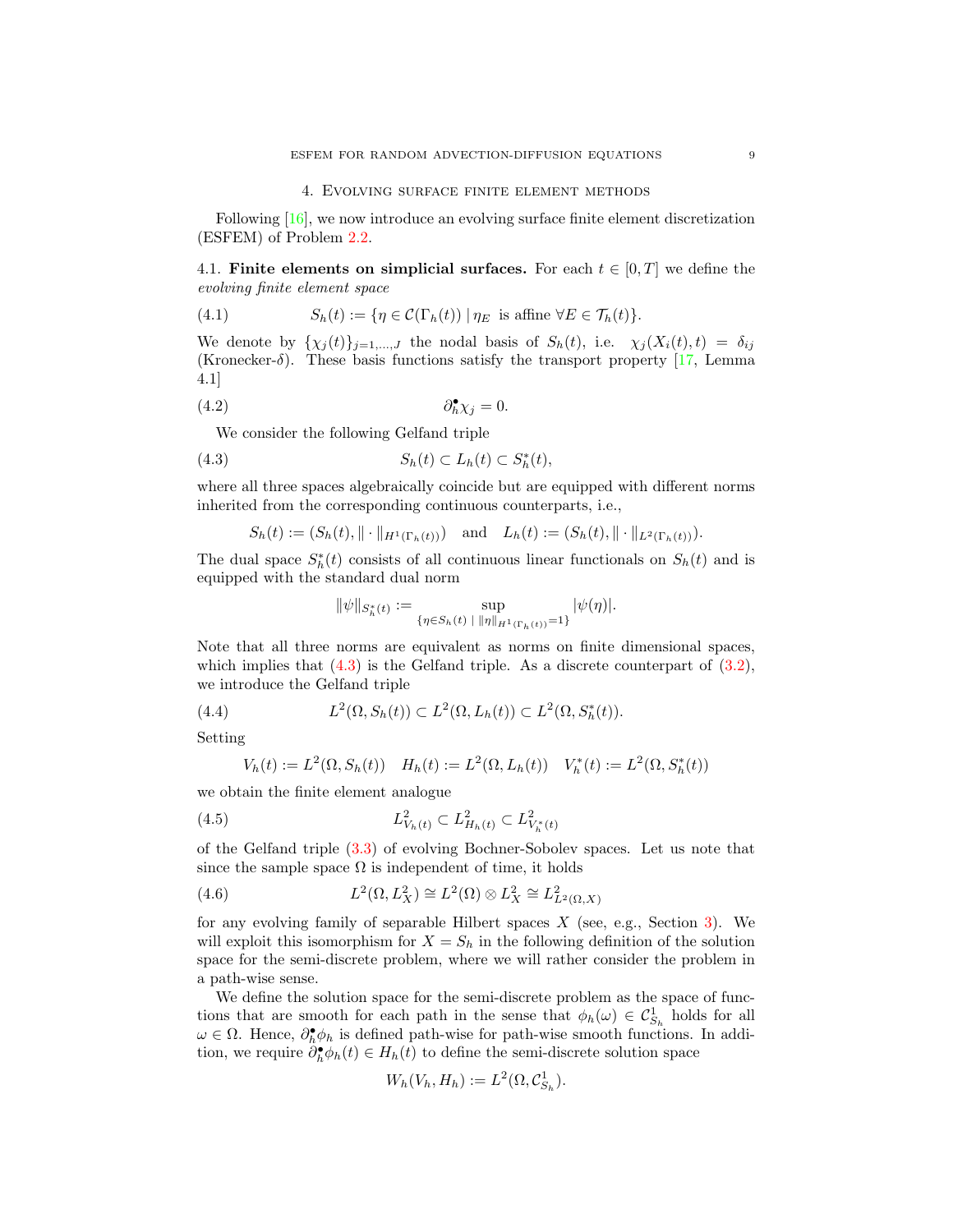## 4. Evolving surface finite element methods

Following [16], we now introduce an evolving surface finite element discretization (ESFEM) of Problem 2.2.

4.1. **Finite elements on simplicial surfaces.** For each $t \in [0,T]$ we define the *evolving finite element space*

$$S_h(t) := \{\eta \in \mathcal{C}(\Gamma_h(t)) \mid \eta_E \text{ is affine } \forall E \in \mathcal{T}_h(t)\}. \tag{4.1}$$

We denote by $\{\chi_j(t)\}_{j=1,\dots,J}$ the nodal basis of $S_h(t)$, i.e. $\chi_j(X_i(t),t) = \delta_{ij}$ (Kronecker-$\delta$). These basis functions satisfy the transport property [17, Lemma 4.1]

$$\partial_h^\bullet \chi_j = 0. \tag{4.2}$$

We consider the following Gelfand triple

$$S_h(t) \subset L_h(t) \subset S_h^*(t), \tag{4.3}$$

where all three spaces algebraically coincide but are equipped with different norms inherited from the corresponding continuous counterparts, i.e.,

$$S_h(t) := (S_h(t), \|\cdot\|_{H^1(\Gamma_h(t))}) \quad \text{and} \quad L_h(t) := (S_h(t), \|\cdot\|_{L^2(\Gamma_h(t))}).$$

The dual space $S_h^*(t)$ consists of all continuous linear functionals on $S_h(t)$ and is equipped with the standard dual norm

$$\|\psi\|_{S_h^*(t)} := \sup_{\{\eta \in S_h(t) \mid \|\eta\|_{H^1(\Gamma_h(t))}=1\}} |\psi(\eta)|.$$

Note that all three norms are equivalent as norms on finite dimensional spaces, which implies that (4.3) is the Gelfand triple. As a discrete counterpart of (3.2), we introduce the Gelfand triple

$$L^2(\Omega, S_h(t)) \subset L^2(\Omega, L_h(t)) \subset L^2(\Omega, S_h^*(t)). \tag{4.4}$$

Setting

$$V_h(t) := L^2(\Omega, S_h(t)) \quad H_h(t) := L^2(\Omega, L_h(t)) \quad V_h^*(t) := L^2(\Omega, S_h^*(t))$$

we obtain the finite element analogue

$$L^2_{V_h(t)} \subset L^2_{H_h(t)} \subset L^2_{V_h^*(t)} \tag{4.5}$$

of the Gelfand triple (3.3) of evolving Bochner-Sobolev spaces. Let us note that since the sample space $\Omega$ is independent of time, it holds

$$L^2(\Omega, L^2_X) \cong L^2(\Omega) \otimes L^2_X \cong L^2_{L^2(\Omega, X)} \tag{4.6}$$

for any evolving family of separable Hilbert spaces $X$ (see, e.g., Section 3). We will exploit this isomorphism for $X = S_h$ in the following definition of the solution space for the semi-discrete problem, where we will rather consider the problem in a path-wise sense.

We define the solution space for the semi-discrete problem as the space of functions that are smooth for each path in the sense that $\phi_h(\omega) \in \mathcal{C}^1_{S_h}$ holds for all $\omega \in \Omega$. Hence, $\partial_h^\bullet \phi_h$ is defined path-wise for path-wise smooth functions. In addition, we require $\partial_h^\bullet \phi_h(t) \in H_h(t)$ to define the semi-discrete solution space

$$W_h(V_h, H_h) := L^2(\Omega, \mathcal{C}^1_{S_h}).$$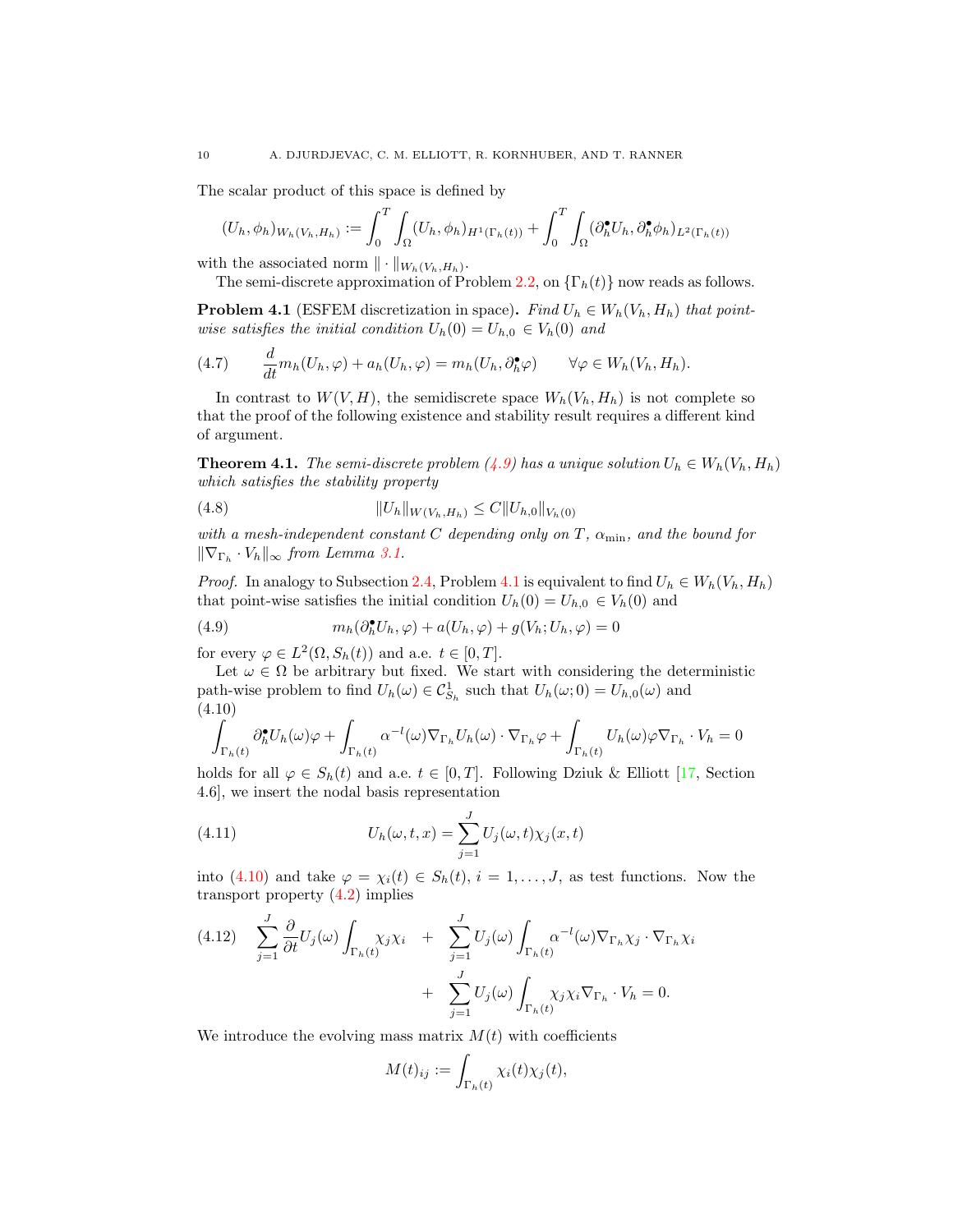The scalar product of this space is defined by

$$(U_h, \phi_h)_{W_h(V_h,H_h)} := \int_0^T \int_\Omega (U_h, \phi_h)_{H^1(\Gamma_h(t))} + \int_0^T \int_\Omega (\partial_h^\bullet U_h, \partial_h^\bullet \phi_h)_{L^2(\Gamma_h(t))}$$

with the associated norm $\| \cdot \|_{W_h(V_h,H_h)}$.

The semi-discrete approximation of Problem 2.2, on $\{\Gamma_h(t)\}$ now reads as follows.

**Problem 4.1** (ESFEM discretization in space)**.** *Find $U_h \in W_h(V_h, H_h)$ that point-wise satisfies the initial condition $U_h(0) = U_{h,0} \in V_h(0)$ and*

$$\frac{d}{dt} m_h(U_h, \varphi) + a_h(U_h, \varphi) = m_h(U_h, \partial_h^\bullet \varphi) \qquad \forall \varphi \in W_h(V_h, H_h). \tag{4.7}$$

In contrast to $W(V,H)$, the semidiscrete space $W_h(V_h, H_h)$ is not complete so that the proof of the following existence and stability result requires a different kind of argument.

**Theorem 4.1.** *The semi-discrete problem (4.9) has a unique solution $U_h \in W_h(V_h, H_h)$ which satisfies the stability property*

$$\|U_h\|_{W(V_h,H_h)} \leq C \|U_{h,0}\|_{V_h(0)} \tag{4.8}$$

*with a mesh-independent constant $C$ depending only on $T$, $\alpha_{\min}$, and the bound for $\|\nabla_{\Gamma_h} \cdot V_h\|_\infty$ from Lemma 3.1.*

*Proof.* In analogy to Subsection 2.4, Problem 4.1 is equivalent to find $U_h \in W_h(V_h, H_h)$ that point-wise satisfies the initial condition $U_h(0) = U_{h,0} \in V_h(0)$ and

$$m_h(\partial_h^\bullet U_h, \varphi) + a(U_h, \varphi) + g(V_h; U_h, \varphi) = 0 \tag{4.9}$$

for every $\varphi \in L^2(\Omega, S_h(t))$ and a.e. $t \in [0,T]$.

Let $\omega \in \Omega$ be arbitrary but fixed. We start with considering the deterministic path-wise problem to find $U_h(\omega) \in \mathcal{C}^1_{S_h}$ such that $U_h(\omega; 0) = U_{h,0}(\omega)$ and

$$\int_{\Gamma_h(t)} \partial_h^\bullet U_h(\omega) \varphi + \int_{\Gamma_h(t)} \alpha^{-l}(\omega) \nabla_{\Gamma_h} U_h(\omega) \cdot \nabla_{\Gamma_h} \varphi + \int_{\Gamma_h(t)} U_h(\omega) \varphi \nabla_{\Gamma_h} \cdot V_h = 0 \tag{4.10}$$

holds for all $\varphi \in S_h(t)$ and a.e. $t \in [0,T]$. Following Dziuk & Elliott [17, Section 4.6], we insert the nodal basis representation

$$U_h(\omega, t, x) = \sum_{j=1}^J U_j(\omega, t) \chi_j(x,t) \tag{4.11}$$

into (4.10) and take $\varphi = \chi_i(t) \in S_h(t)$, $i = 1, \dots, J$, as test functions. Now the transport property (4.2) implies

$$\begin{aligned} \sum_{j=1}^J \frac{\partial}{\partial t} U_j(\omega) \int_{\Gamma_h(t)} \chi_j \chi_i \quad &+ \quad \sum_{j=1}^J U_j(\omega) \int_{\Gamma_h(t)} \alpha^{-l}(\omega) \nabla_{\Gamma_h} \chi_j \cdot \nabla_{\Gamma_h} \chi_i \\ &+ \quad \sum_{j=1}^J U_j(\omega) \int_{\Gamma_h(t)} \chi_j \chi_i \nabla_{\Gamma_h} \cdot V_h = 0. \end{aligned} \tag{4.12}$$

We introduce the evolving mass matrix $M(t)$ with coefficients

$$M(t)_{ij} := \int_{\Gamma_h(t)} \chi_i(t) \chi_j(t),$$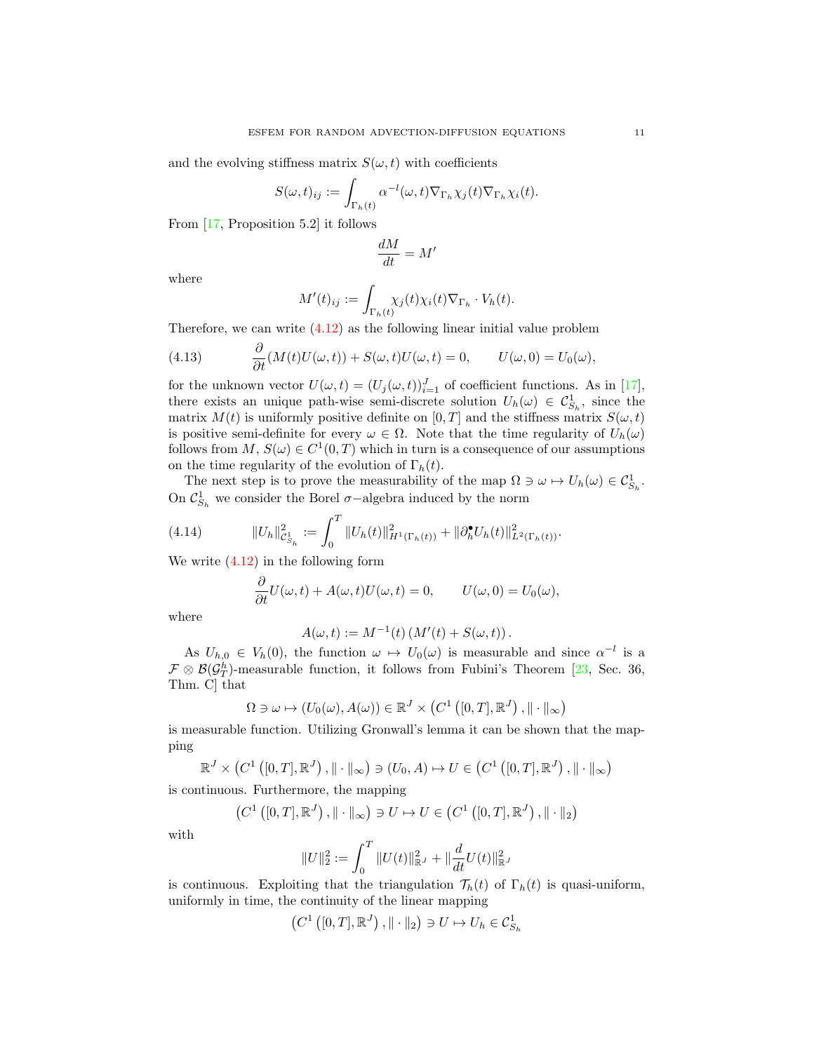and the evolving stiffness matrix $S(\omega, t)$ with coefficients

$$S(\omega,t)_{ij} := \int_{\Gamma_h(t)} \alpha^{-l}(\omega,t) \nabla_{\Gamma_h} \chi_j(t) \nabla_{\Gamma_h} \chi_i(t).$$

From [17, Proposition 5.2] it follows

$$\frac{dM}{dt} = M'$$

where

$$M'(t)_{ij} := \int_{\Gamma_h(t)} \chi_j(t) \chi_i(t) \nabla_{\Gamma_h} \cdot V_h(t).$$

Therefore, we can write (4.12) as the following linear initial value problem

$$\frac{\partial}{\partial t}(M(t)U(\omega,t)) + S(\omega,t)U(\omega,t) = 0, \qquad U(\omega,0) = U_0(\omega), \tag{4.13}$$

for the unknown vector $U(\omega,t) = (U_j(\omega,t))_{i=1}^J$ of coefficient functions. As in [17], there exists an unique path-wise semi-discrete solution $U_h(\omega) \in \mathcal{C}^1_{S_h}$, since the matrix $M(t)$ is uniformly positive definite on $[0,T]$ and the stiffness matrix $S(\omega,t)$ is positive semi-definite for every $\omega \in \Omega$. Note that the time regularity of $U_h(\omega)$ follows from $M$, $S(\omega) \in C^1(0,T)$ which in turn is a consequence of our assumptions on the time regularity of the evolution of $\Gamma_h(t)$.

The next step is to prove the measurability of the map $\Omega \ni \omega \mapsto U_h(\omega) \in \mathcal{C}^1_{S_h}$. On $\mathcal{C}^1_{S_h}$ we consider the Borel $\sigma-$algebra induced by the norm

$$\|U_h\|^2_{\mathcal{C}^1_{S_h}} := \int_0^T \|U_h(t)\|^2_{H^1(\Gamma_h(t))} + \|\partial^\bullet_h U_h(t)\|^2_{L^2(\Gamma_h(t))}. \tag{4.14}$$

We write (4.12) in the following form

$$\frac{\partial}{\partial t} U(\omega,t) + A(\omega,t)U(\omega,t) = 0, \qquad U(\omega,0) = U_0(\omega),$$

where

$$A(\omega,t) := M^{-1}(t)\left(M'(t) + S(\omega,t)\right).$$

As $U_{h,0} \in V_h(0)$, the function $\omega \mapsto U_0(\omega)$ is measurable and since $\alpha^{-l}$ is a $\mathcal{F} \otimes \mathcal{B}(\mathcal{G}^h_T)$-measurable function, it follows from Fubini's Theorem [23, Sec. 36, Thm. C] that

$$\Omega \ni \omega \mapsto (U_0(\omega), A(\omega)) \in \mathbb{R}^J \times \left(C^1\left([0,T],\mathbb{R}^J\right), \|\cdot\|_\infty\right)$$

is measurable function. Utilizing Gronwall's lemma it can be shown that the mapping

$$\mathbb{R}^J \times \left(C^1\left([0,T],\mathbb{R}^J\right), \|\cdot\|_\infty\right) \ni (U_0, A) \mapsto U \in \left(C^1\left([0,T],\mathbb{R}^J\right), \|\cdot\|_\infty\right)$$

is continuous. Furthermore, the mapping

$$\left(C^1\left([0,T],\mathbb{R}^J\right), \|\cdot\|_\infty\right) \ni U \mapsto U \in \left(C^1\left([0,T],\mathbb{R}^J\right), \|\cdot\|_2\right)$$

with

$$\|U\|_2^2 := \int_0^T \|U(t)\|^2_{\mathbb{R}^J} + \|\frac{d}{dt}U(t)\|^2_{\mathbb{R}^J}$$

is continuous. Exploiting that the triangulation $\mathcal{T}_h(t)$ of $\Gamma_h(t)$ is quasi-uniform, uniformly in time, the continuity of the linear mapping

$$\left(C^1\left([0,T],\mathbb{R}^J\right), \|\cdot\|_2\right) \ni U \mapsto U_h \in \mathcal{C}^1_{S_h}$$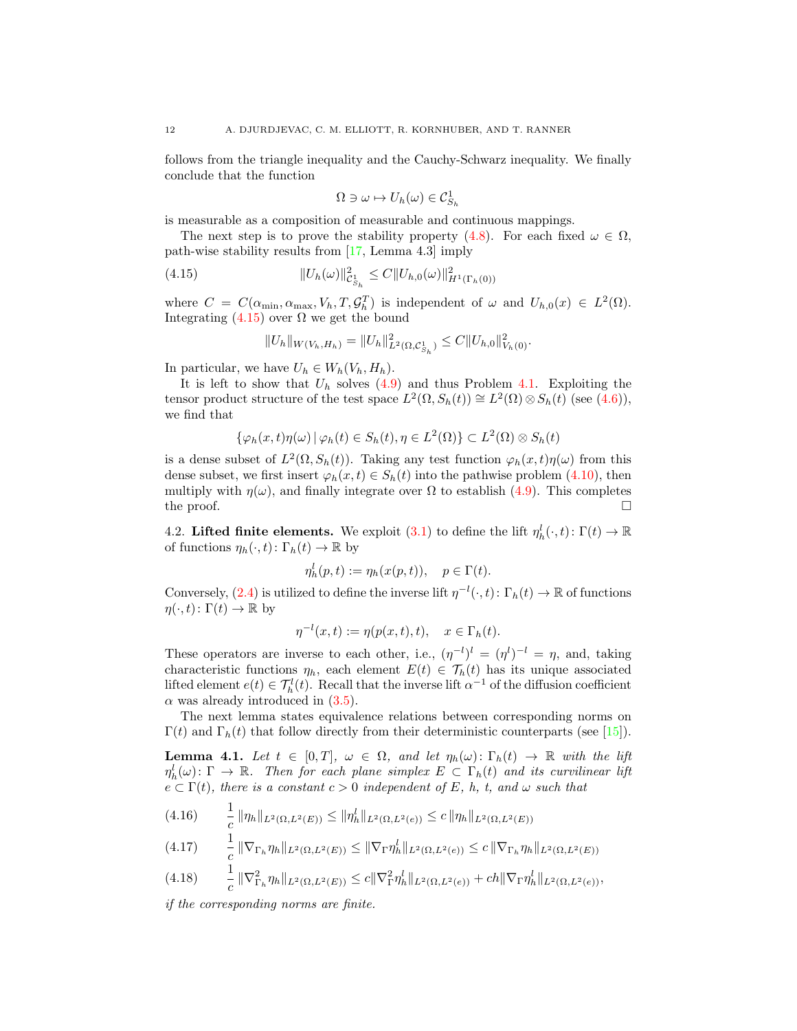follows from the triangle inequality and the Cauchy-Schwarz inequality. We finally conclude that the function

$$\Omega \ni \omega \mapsto U_h(\omega) \in \mathcal{C}^1_{S_h}$$

is measurable as a composition of measurable and continuous mappings.

The next step is to prove the stability property (4.8). For each fixed $\omega \in \Omega$, path-wise stability results from [17, Lemma 4.3] imply

$$\|U_h(\omega)\|^2_{\mathcal{C}^1_{S_h}} \leq C\|U_{h,0}(\omega)\|^2_{H^1(\Gamma_h(0))} \tag{4.15}$$

where $C = C(\alpha_{\min}, \alpha_{\max}, V_h, T, \mathcal{G}_h^T)$ is independent of $\omega$ and $U_{h,0}(x) \in L^2(\Omega)$. Integrating (4.15) over $\Omega$ we get the bound

$$\|U_h\|_{W(V_h,H_h)} = \|U_h\|^2_{L^2(\Omega,\mathcal{C}^1_{S_h})} \leq C\|U_{h,0}\|^2_{V_h(0)}.$$

In particular, we have $U_h \in W_h(V_h, H_h)$.

It is left to show that $U_h$ solves (4.9) and thus Problem 4.1. Exploiting the tensor product structure of the test space $L^2(\Omega, S_h(t)) \cong L^2(\Omega) \otimes S_h(t)$ (see (4.6)), we find that

$$\{\varphi_h(x,t)\eta(\omega) \,|\, \varphi_h(t) \in S_h(t), \eta \in L^2(\Omega)\} \subset L^2(\Omega) \otimes S_h(t)$$

is a dense subset of $L^2(\Omega, S_h(t))$. Taking any test function $\varphi_h(x,t)\eta(\omega)$ from this dense subset, we first insert $\varphi_h(x,t) \in S_h(t)$ into the pathwise problem (4.10), then multiply with $\eta(\omega)$, and finally integrate over $\Omega$ to establish (4.9). This completes the proof. $\square$

4.2. **Lifted finite elements.** We exploit (3.1) to define the lift $\eta_h^l(\cdot,t) \colon \Gamma(t) \to \mathbb{R}$ of functions $\eta_h(\cdot,t) \colon \Gamma_h(t) \to \mathbb{R}$ by

$$\eta_h^l(p,t) := \eta_h(x(p,t)), \quad p \in \Gamma(t).$$

Conversely, (2.4) is utilized to define the inverse lift $\eta^{-l}(\cdot,t) \colon \Gamma_h(t) \to \mathbb{R}$ of functions $\eta(\cdot,t) \colon \Gamma(t) \to \mathbb{R}$ by

$$\eta^{-l}(x,t) := \eta(p(x,t),t), \quad x \in \Gamma_h(t).$$

These operators are inverse to each other, i.e., $(\eta^{-l})^l = (\eta^l)^{-l} = \eta$, and, taking characteristic functions $\eta_h$, each element $E(t) \in \mathcal{T}_h(t)$ has its unique associated lifted element $e(t) \in \mathcal{T}_h^l(t)$. Recall that the inverse lift $\alpha^{-1}$ of the diffusion coefficient $\alpha$ was already introduced in (3.5).

The next lemma states equivalence relations between corresponding norms on $\Gamma(t)$ and $\Gamma_h(t)$ that follow directly from their deterministic counterparts (see [15]).

**Lemma 4.1.** *Let $t \in [0,T]$, $\omega \in \Omega$, and let $\eta_h(\omega) \colon \Gamma_h(t) \to \mathbb{R}$ with the lift $\eta_h^l(\omega) \colon \Gamma \to \mathbb{R}$. Then for each plane simplex $E \subset \Gamma_h(t)$ and its curvilinear lift $e \subset \Gamma(t)$, there is a constant $c > 0$ independent of $E$, $h$, $t$, and $\omega$ such that*

$$\frac{1}{c}\|\eta_h\|_{L^2(\Omega,L^2(E))} \leq \|\eta_h^l\|_{L^2(\Omega,L^2(e))} \leq c\|\eta_h\|_{L^2(\Omega,L^2(E))} \tag{4.16}$$

$$\frac{1}{c}\|\nabla_{\Gamma_h}\eta_h\|_{L^2(\Omega,L^2(E))} \leq \|\nabla_\Gamma \eta_h^l\|_{L^2(\Omega,L^2(e))} \leq c\|\nabla_{\Gamma_h}\eta_h\|_{L^2(\Omega,L^2(E))} \tag{4.17}$$

$$\frac{1}{c}\|\nabla^2_{\Gamma_h}\eta_h\|_{L^2(\Omega,L^2(E))} \leq c\|\nabla^2_\Gamma \eta_h^l\|_{L^2(\Omega,L^2(e))} + ch\|\nabla_\Gamma \eta_h^l\|_{L^2(\Omega,L^2(e))}, \tag{4.18}$$

*if the corresponding norms are finite.*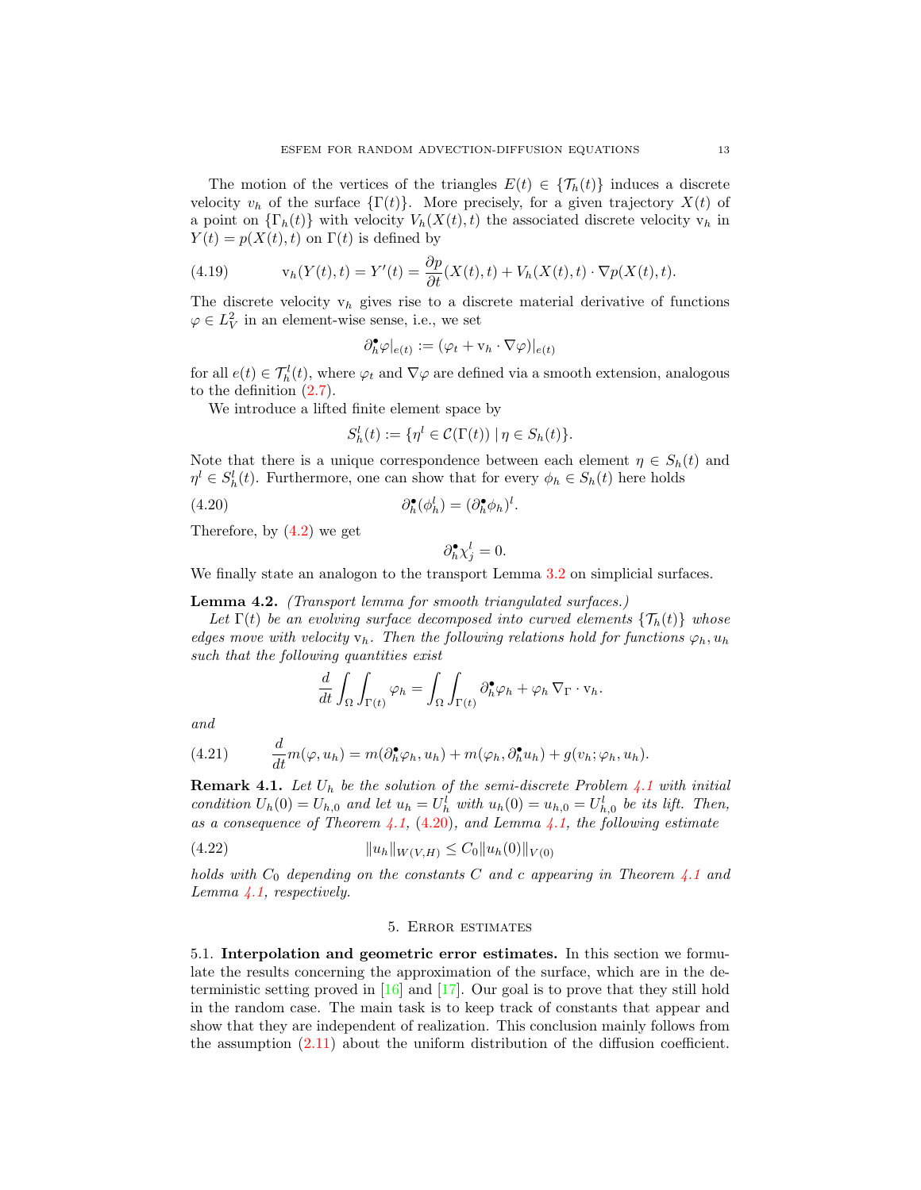The motion of the vertices of the triangles $E(t) \in \{\mathcal{T}_h(t)\}$ induces a discrete velocity $v_h$ of the surface $\{\Gamma(t)\}$. More precisely, for a given trajectory $X(t)$ of a point on $\{\Gamma_h(t)\}$ with velocity $V_h(X(t),t)$ the associated discrete velocity $\mathrm{v}_h$ in $Y(t) = p(X(t),t)$ on $\Gamma(t)$ is defined by

$$\mathrm{v}_h(Y(t),t) = Y'(t) = \frac{\partial p}{\partial t}(X(t),t) + V_h(X(t),t) \cdot \nabla p(X(t),t). \tag{4.19}$$

The discrete velocity $\mathrm{v}_h$ gives rise to a discrete material derivative of functions $\varphi \in L^2_V$ in an element-wise sense, i.e., we set

$$\partial_h^\bullet \varphi|_{e(t)} := (\varphi_t + \mathrm{v}_h \cdot \nabla \varphi)|_{e(t)}$$

for all $e(t) \in \mathcal{T}_h^l(t)$, where $\varphi_t$ and $\nabla \varphi$ are defined via a smooth extension, analogous to the definition (2.7).

We introduce a lifted finite element space by

$$S_h^l(t) := \{\eta^l \in \mathcal{C}(\Gamma(t)) \mid \eta \in S_h(t)\}.$$

Note that there is a unique correspondence between each element $\eta \in S_h(t)$ and $\eta^l \in S_h^l(t)$. Furthermore, one can show that for every $\phi_h \in S_h(t)$ here holds

$$\partial_h^\bullet(\phi_h^l) = (\partial_h^\bullet \phi_h)^l. \tag{4.20}$$

Therefore, by (4.2) we get

$$\partial_h^\bullet \chi_j^l = 0.$$

We finally state an analogon to the transport Lemma 3.2 on simplicial surfaces.

**Lemma 4.2.** *(Transport lemma for smooth triangulated surfaces.)*
*Let $\Gamma(t)$ be an evolving surface decomposed into curved elements $\{\mathcal{T}_h(t)\}$ whose edges move with velocity $\mathrm{v}_h$. Then the following relations hold for functions $\varphi_h, u_h$ such that the following quantities exist*

$$\frac{d}{dt}\int_\Omega \int_{\Gamma(t)} \varphi_h = \int_\Omega \int_{\Gamma(t)} \partial_h^\bullet \varphi_h + \varphi_h \, \nabla_\Gamma \cdot \mathrm{v}_h.$$

*and*

$$\frac{d}{dt} m(\varphi, u_h) = m(\partial_h^\bullet \varphi_h, u_h) + m(\varphi_h, \partial_h^\bullet u_h) + g(v_h; \varphi_h, u_h). \tag{4.21}$$

**Remark 4.1.** *Let $U_h$ be the solution of the semi-discrete Problem 4.1 with initial condition $U_h(0) = U_{h,0}$ and let $u_h = U_h^l$ with $u_h(0) = u_{h,0} = U_{h,0}^l$ be its lift. Then, as a consequence of Theorem 4.1, (4.20), and Lemma 4.1, the following estimate*

$$\|u_h\|_{W(V,H)} \leq C_0 \|u_h(0)\|_{V(0)} \tag{4.22}$$

*holds with $C_0$ depending on the constants $C$ and $c$ appearing in Theorem 4.1 and Lemma 4.1, respectively.*

## 5. Error estimates

5.1. **Interpolation and geometric error estimates.** In this section we formulate the results concerning the approximation of the surface, which are in the deterministic setting proved in [16] and [17]. Our goal is to prove that they still hold in the random case. The main task is to keep track of constants that appear and show that they are independent of realization. This conclusion mainly follows from the assumption (2.11) about the uniform distribution of the diffusion coefficient.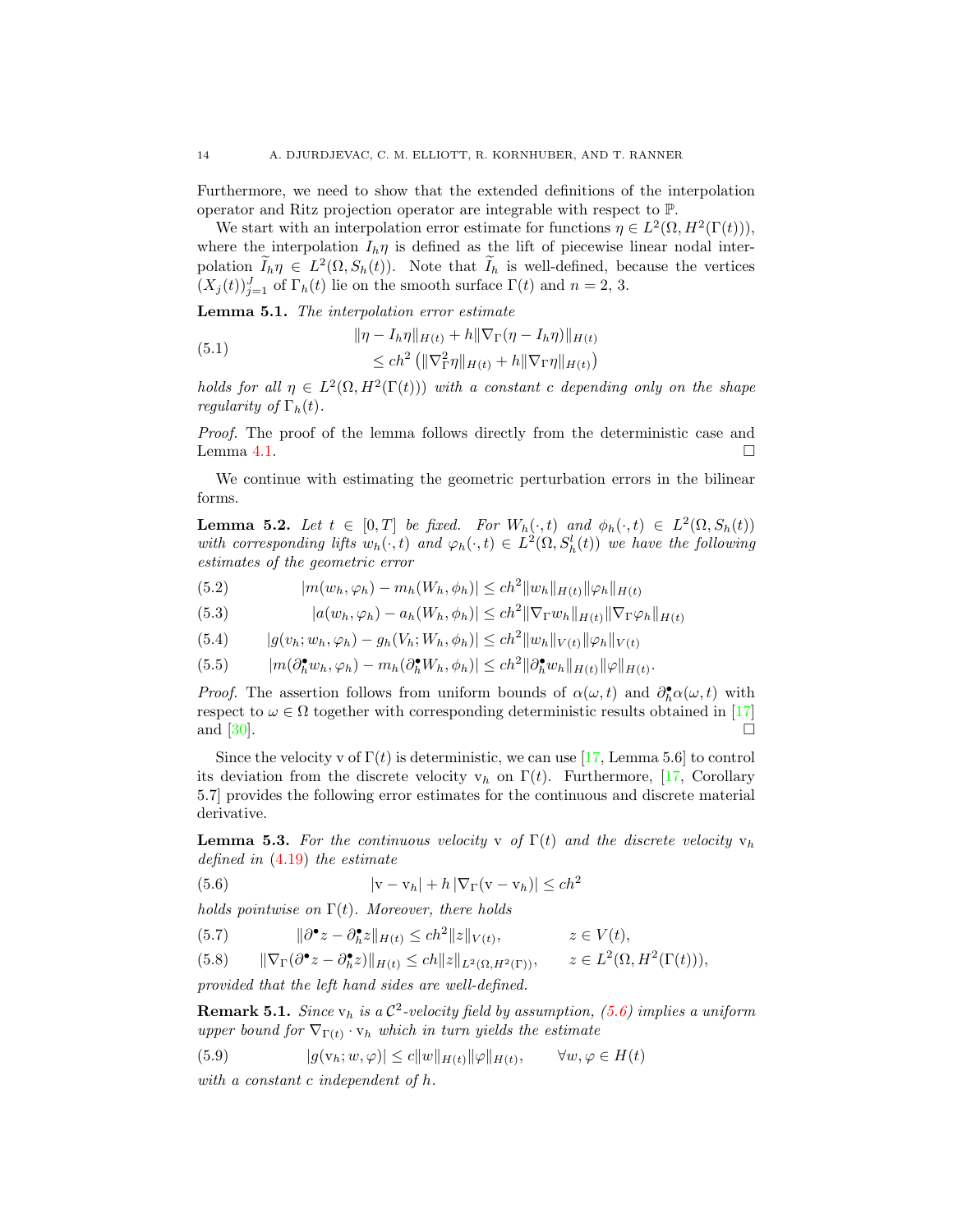Furthermore, we need to show that the extended definitions of the interpolation operator and Ritz projection operator are integrable with respect to $\mathbb{P}$.

We start with an interpolation error estimate for functions $\eta \in L^2(\Omega, H^2(\Gamma(t)))$, where the interpolation $I_h\eta$ is defined as the lift of piecewise linear nodal interpolation $\widetilde{I}_h\eta \in L^2(\Omega, S_h(t))$. Note that $\widetilde{I}_h$ is well-defined, because the vertices $(X_j(t))_{j=1}^J$ of $\Gamma_h(t)$ lie on the smooth surface $\Gamma(t)$ and $n = 2, 3$.

**Lemma 5.1.** *The interpolation error estimate*

$$
\begin{aligned}
\|\eta - I_h\eta\|_{H(t)} + h\|\nabla_\Gamma(\eta - I_h\eta)\|_{H(t)} \\
\leq ch^2\left(\|\nabla_\Gamma^2\eta\|_{H(t)} + h\|\nabla_\Gamma\eta\|_{H(t)}\right)
\end{aligned}
\tag{5.1}
$$

*holds for all $\eta \in L^2(\Omega, H^2(\Gamma(t)))$ with a constant $c$ depending only on the shape regularity of $\Gamma_h(t)$.*

*Proof.* The proof of the lemma follows directly from the deterministic case and Lemma 4.1. □

We continue with estimating the geometric perturbation errors in the bilinear forms.

**Lemma 5.2.** *Let $t \in [0, T]$ be fixed. For $W_h(\cdot, t)$ and $\phi_h(\cdot, t) \in L^2(\Omega, S_h(t))$ with corresponding lifts $w_h(\cdot, t)$ and $\varphi_h(\cdot, t) \in L^2(\Omega, S_h^l(t))$ we have the following estimates of the geometric error*

$$
|m(w_h, \varphi_h) - m_h(W_h, \phi_h)| \leq ch^2\|w_h\|_{H(t)}\|\varphi_h\|_{H(t)} \tag{5.2}
$$

$$
|a(w_h, \varphi_h) - a_h(W_h, \phi_h)| \leq ch^2\|\nabla_\Gamma w_h\|_{H(t)}\|\nabla_\Gamma\varphi_h\|_{H(t)} \tag{5.3}
$$

$$
|g(v_h; w_h, \varphi_h) - g_h(V_h; W_h, \phi_h)| \leq ch^2\|w_h\|_{V(t)}\|\varphi_h\|_{V(t)} \tag{5.4}
$$

$$
|m(\partial_h^\bullet w_h, \varphi_h) - m_h(\partial_h^\bullet W_h, \phi_h)| \leq ch^2\|\partial_h^\bullet w_h\|_{H(t)}\|\varphi\|_{H(t)}. \tag{5.5}
$$

*Proof.* The assertion follows from uniform bounds of $\alpha(\omega, t)$ and $\partial_h^\bullet\alpha(\omega, t)$ with respect to $\omega \in \Omega$ together with corresponding deterministic results obtained in [17] and [30]. □

Since the velocity $\mathrm{v}$ of $\Gamma(t)$ is deterministic, we can use [17, Lemma 5.6] to control its deviation from the discrete velocity $\mathrm{v}_h$ on $\Gamma(t)$. Furthermore, [17, Corollary 5.7] provides the following error estimates for the continuous and discrete material derivative.

**Lemma 5.3.** *For the continuous velocity $\mathrm{v}$ of $\Gamma(t)$ and the discrete velocity $\mathrm{v}_h$ defined in (4.19) the estimate*

$$
|\mathrm{v} - \mathrm{v}_h| + h\,|\nabla_\Gamma(\mathrm{v} - \mathrm{v}_h)| \leq ch^2 \tag{5.6}
$$

*holds pointwise on $\Gamma(t)$. Moreover, there holds*

$$
\|\partial^\bullet z - \partial_h^\bullet z\|_{H(t)} \leq ch^2\|z\|_{V(t)}, \qquad z \in V(t), \tag{5.7}
$$

$$
\|\nabla_\Gamma(\partial^\bullet z - \partial_h^\bullet z)\|_{H(t)} \leq ch\|z\|_{L^2(\Omega, H^2(\Gamma))}, \qquad z \in L^2(\Omega, H^2(\Gamma(t))), \tag{5.8}
$$

*provided that the left hand sides are well-defined.*

**Remark 5.1.** *Since $\mathrm{v}_h$ is a $\mathcal{C}^2$-velocity field by assumption, (5.6) implies a uniform upper bound for $\nabla_{\Gamma(t)} \cdot \mathrm{v}_h$ which in turn yields the estimate*

$$
|g(\mathrm{v}_h; w, \varphi)| \leq c\|w\|_{H(t)}\|\varphi\|_{H(t)}, \qquad \forall w, \varphi \in H(t) \tag{5.9}
$$

*with a constant $c$ independent of $h$.*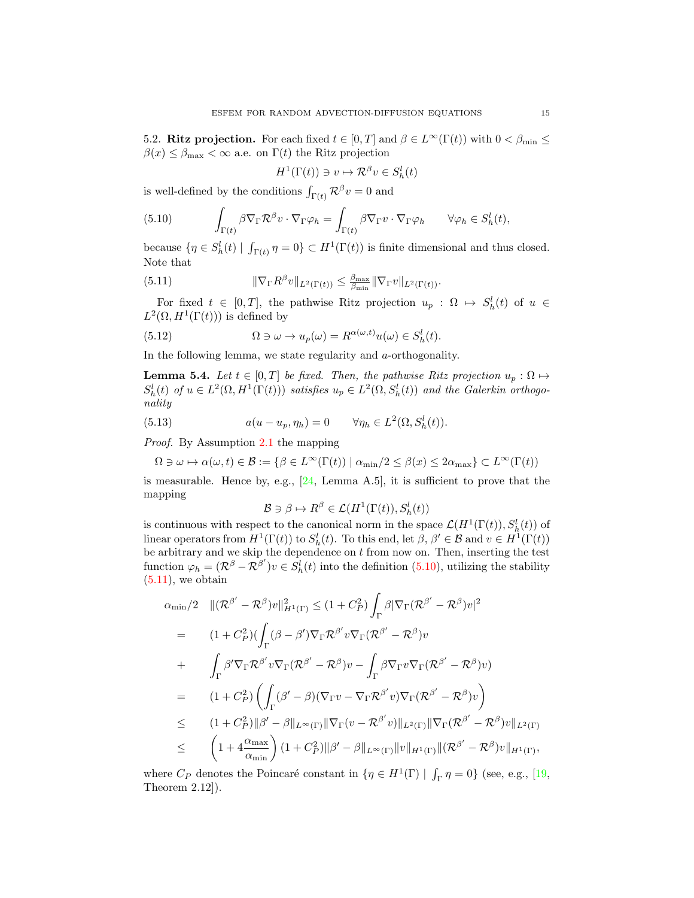5.2. **Ritz projection.** For each fixed $t \in [0,T]$ and $\beta \in L^\infty(\Gamma(t))$ with $0 < \beta_{\min} \leq \beta(x) \leq \beta_{\max} < \infty$ a.e. on $\Gamma(t)$ the Ritz projection

$$H^1(\Gamma(t)) \ni v \mapsto \mathcal{R}^\beta v \in S_h^l(t)$$

is well-defined by the conditions $\int_{\Gamma(t)} \mathcal{R}^\beta v = 0$ and

$$\int_{\Gamma(t)} \beta \nabla_\Gamma \mathcal{R}^\beta v \cdot \nabla_\Gamma \varphi_h = \int_{\Gamma(t)} \beta \nabla_\Gamma v \cdot \nabla_\Gamma \varphi_h \qquad \forall \varphi_h \in S_h^l(t), \tag{5.10}$$

because $\{\eta \in S_h^l(t) \mid \int_{\Gamma(t)} \eta = 0\} \subset H^1(\Gamma(t))$ is finite dimensional and thus closed. Note that

$$\|\nabla_\Gamma R^\beta v\|_{L^2(\Gamma(t))} \leq \tfrac{\beta_{\max}}{\beta_{\min}} \|\nabla_\Gamma v\|_{L^2(\Gamma(t))}. \tag{5.11}$$

For fixed $t \in [0,T]$, the pathwise Ritz projection $u_p : \Omega \mapsto S_h^l(t)$ of $u \in L^2(\Omega, H^1(\Gamma(t)))$ is defined by

$$\Omega \ni \omega \to u_p(\omega) = R^{\alpha(\omega,t)} u(\omega) \in S_h^l(t). \tag{5.12}$$

In the following lemma, we state regularity and $a$-orthogonality.

**Lemma 5.4.** *Let $t \in [0,T]$ be fixed. Then, the pathwise Ritz projection $u_p : \Omega \mapsto S_h^l(t)$ of $u \in L^2(\Omega, H^1(\Gamma(t)))$ satisfies $u_p \in L^2(\Omega, S_h^l(t))$ and the Galerkin orthogonality*

$$a(u - u_p, \eta_h) = 0 \qquad \forall \eta_h \in L^2(\Omega, S_h^l(t)). \tag{5.13}$$

*Proof.* By Assumption 2.1 the mapping

$$\Omega \ni \omega \mapsto \alpha(\omega, t) \in \mathcal{B} := \{\beta \in L^\infty(\Gamma(t)) \mid \alpha_{\min}/2 \leq \beta(x) \leq 2\alpha_{\max}\} \subset L^\infty(\Gamma(t))$$

is measurable. Hence by, e.g., [24, Lemma A.5], it is sufficient to prove that the mapping

$$\mathcal{B} \ni \beta \mapsto R^\beta \in \mathcal{L}(H^1(\Gamma(t)), S_h^l(t))$$

is continuous with respect to the canonical norm in the space $\mathcal{L}(H^1(\Gamma(t)), S_h^l(t))$ of linear operators from $H^1(\Gamma(t))$ to $S_h^l(t)$. To this end, let $\beta, \beta' \in \mathcal{B}$ and $v \in H^1(\Gamma(t))$ be arbitrary and we skip the dependence on $t$ from now on. Then, inserting the test function $\varphi_h = (\mathcal{R}^\beta - \mathcal{R}^{\beta'})v \in S_h^l(t)$ into the definition (5.10), utilizing the stability (5.11), we obtain

$$\begin{aligned}
\alpha_{\min}/2 \quad & \|(\mathcal{R}^{\beta'} - \mathcal{R}^\beta)v\|^2_{H^1(\Gamma)} \leq (1 + C_P^2) \int_\Gamma \beta |\nabla_\Gamma (\mathcal{R}^{\beta'} - \mathcal{R}^\beta)v|^2 \\
= \quad & (1 + C_P^2)\Big(\int_\Gamma (\beta - \beta')\nabla_\Gamma \mathcal{R}^{\beta'} v \nabla_\Gamma (\mathcal{R}^{\beta'} - \mathcal{R}^\beta)v \\
+ \quad & \int_\Gamma \beta' \nabla_\Gamma \mathcal{R}^{\beta'} v \nabla_\Gamma (\mathcal{R}^{\beta'} - \mathcal{R}^\beta)v - \int_\Gamma \beta \nabla_\Gamma v \nabla_\Gamma (\mathcal{R}^{\beta'} - \mathcal{R}^\beta)v\Big) \\
= \quad & (1 + C_P^2)\left(\int_\Gamma (\beta' - \beta)(\nabla_\Gamma v - \nabla_\Gamma \mathcal{R}^{\beta'} v)\nabla_\Gamma (\mathcal{R}^{\beta'} - \mathcal{R}^\beta)v\right) \\
\leq \quad & (1 + C_P^2)\|\beta' - \beta\|_{L^\infty(\Gamma)} \|\nabla_\Gamma (v - \mathcal{R}^{\beta'} v)\|_{L^2(\Gamma)} \|\nabla_\Gamma (\mathcal{R}^{\beta'} - \mathcal{R}^\beta)v\|_{L^2(\Gamma)} \\
\leq \quad & \left(1 + 4\frac{\alpha_{\max}}{\alpha_{\min}}\right)(1 + C_P^2)\|\beta' - \beta\|_{L^\infty(\Gamma)} \|v\|_{H^1(\Gamma)} \|(\mathcal{R}^{\beta'} - \mathcal{R}^\beta)v\|_{H^1(\Gamma)},
\end{aligned}$$

where $C_P$ denotes the Poincaré constant in $\{\eta \in H^1(\Gamma) \mid \int_\Gamma \eta = 0\}$ (see, e.g., [19, Theorem 2.12]).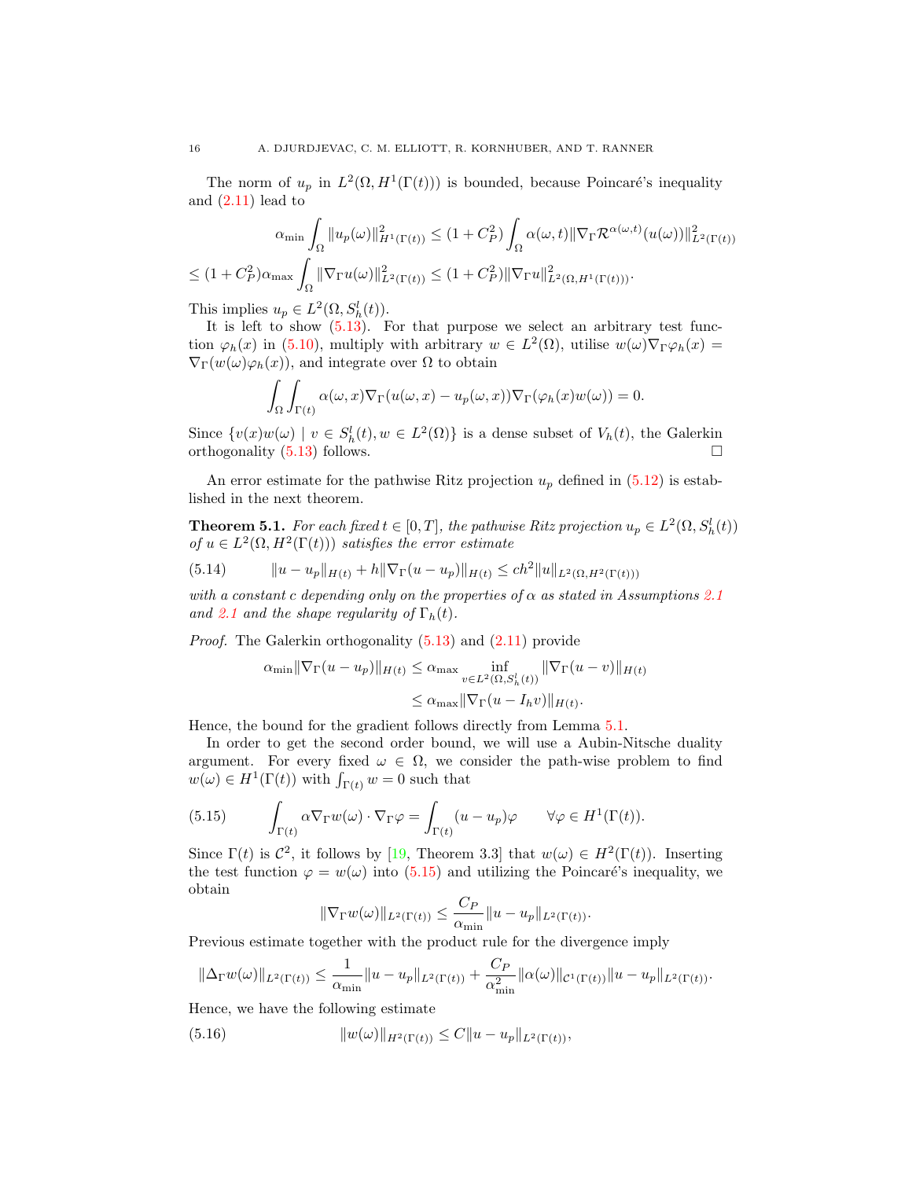The norm of $u_p$ in $L^2(\Omega, H^1(\Gamma(t)))$ is bounded, because Poincaré's inequality and (2.11) lead to

$$
\alpha_{\min} \int_\Omega \|u_p(\omega)\|^2_{H^1(\Gamma(t))} \le (1 + C_P^2) \int_\Omega \alpha(\omega, t) \|\nabla_\Gamma \mathcal{R}^{\alpha(\omega,t)}(u(\omega))\|^2_{L^2(\Gamma(t))}
$$

$$
\le (1 + C_P^2)\alpha_{\max} \int_\Omega \|\nabla_\Gamma u(\omega)\|^2_{L^2(\Gamma(t))} \le (1 + C_P^2)\|\nabla_\Gamma u\|^2_{L^2(\Omega, H^1(\Gamma(t)))}.
$$

This implies $u_p \in L^2(\Omega, S_h^l(t))$.

It is left to show (5.13). For that purpose we select an arbitrary test function $\varphi_h(x)$ in (5.10), multiply with arbitrary $w \in L^2(\Omega)$, utilise $w(\omega)\nabla_\Gamma \varphi_h(x) = \nabla_\Gamma(w(\omega)\varphi_h(x))$, and integrate over $\Omega$ to obtain

$$
\int_\Omega \int_{\Gamma(t)} \alpha(\omega, x) \nabla_\Gamma (u(\omega, x) - u_p(\omega, x)) \nabla_\Gamma (\varphi_h(x) w(\omega)) = 0.
$$

Since $\{v(x)w(\omega) \mid v \in S_h^l(t), w \in L^2(\Omega)\}$ is a dense subset of $V_h(t)$, the Galerkin orthogonality (5.13) follows. $\square$

An error estimate for the pathwise Ritz projection $u_p$ defined in (5.12) is established in the next theorem.

**Theorem 5.1.** *For each fixed $t \in [0, T]$, the pathwise Ritz projection $u_p \in L^2(\Omega, S_h^l(t))$ of $u \in L^2(\Omega, H^2(\Gamma(t)))$ satisfies the error estimate*

$$
\|u - u_p\|_{H(t)} + h\|\nabla_\Gamma(u - u_p)\|_{H(t)} \le ch^2 \|u\|_{L^2(\Omega, H^2(\Gamma(t)))} \tag{5.14}
$$

*with a constant $c$ depending only on the properties of $\alpha$ as stated in Assumptions 2.1 and 2.1 and the shape regularity of $\Gamma_h(t)$.*

*Proof.* The Galerkin orthogonality (5.13) and (2.11) provide

$$
\begin{aligned}
\alpha_{\min}\|\nabla_\Gamma(u - u_p)\|_{H(t)} &\le \alpha_{\max} \inf_{v \in L^2(\Omega, S_h^l(t))} \|\nabla_\Gamma(u - v)\|_{H(t)} \\
&\le \alpha_{\max}\|\nabla_\Gamma(u - I_h v)\|_{H(t)}.
\end{aligned}
$$

Hence, the bound for the gradient follows directly from Lemma 5.1.

In order to get the second order bound, we will use a Aubin-Nitsche duality argument. For every fixed $\omega \in \Omega$, we consider the path-wise problem to find $w(\omega) \in H^1(\Gamma(t))$ with $\int_{\Gamma(t)} w = 0$ such that

$$
\int_{\Gamma(t)} \alpha \nabla_\Gamma w(\omega) \cdot \nabla_\Gamma \varphi = \int_{\Gamma(t)} (u - u_p)\varphi \qquad \forall \varphi \in H^1(\Gamma(t)). \tag{5.15}
$$

Since $\Gamma(t)$ is $\mathcal{C}^2$, it follows by [19, Theorem 3.3] that $w(\omega) \in H^2(\Gamma(t))$. Inserting the test function $\varphi = w(\omega)$ into (5.15) and utilizing the Poincaré's inequality, we obtain

$$
\|\nabla_\Gamma w(\omega)\|_{L^2(\Gamma(t))} \le \frac{C_P}{\alpha_{\min}} \|u - u_p\|_{L^2(\Gamma(t))}.
$$

Previous estimate together with the product rule for the divergence imply

$$
\|\Delta_\Gamma w(\omega)\|_{L^2(\Gamma(t))} \le \frac{1}{\alpha_{\min}} \|u - u_p\|_{L^2(\Gamma(t))} + \frac{C_P}{\alpha_{\min}^2} \|\alpha(\omega)\|_{\mathcal{C}^1(\Gamma(t))} \|u - u_p\|_{L^2(\Gamma(t))}.
$$

Hence, we have the following estimate

$$
\|w(\omega)\|_{H^2(\Gamma(t))} \le C\|u - u_p\|_{L^2(\Gamma(t))}, \tag{5.16}
$$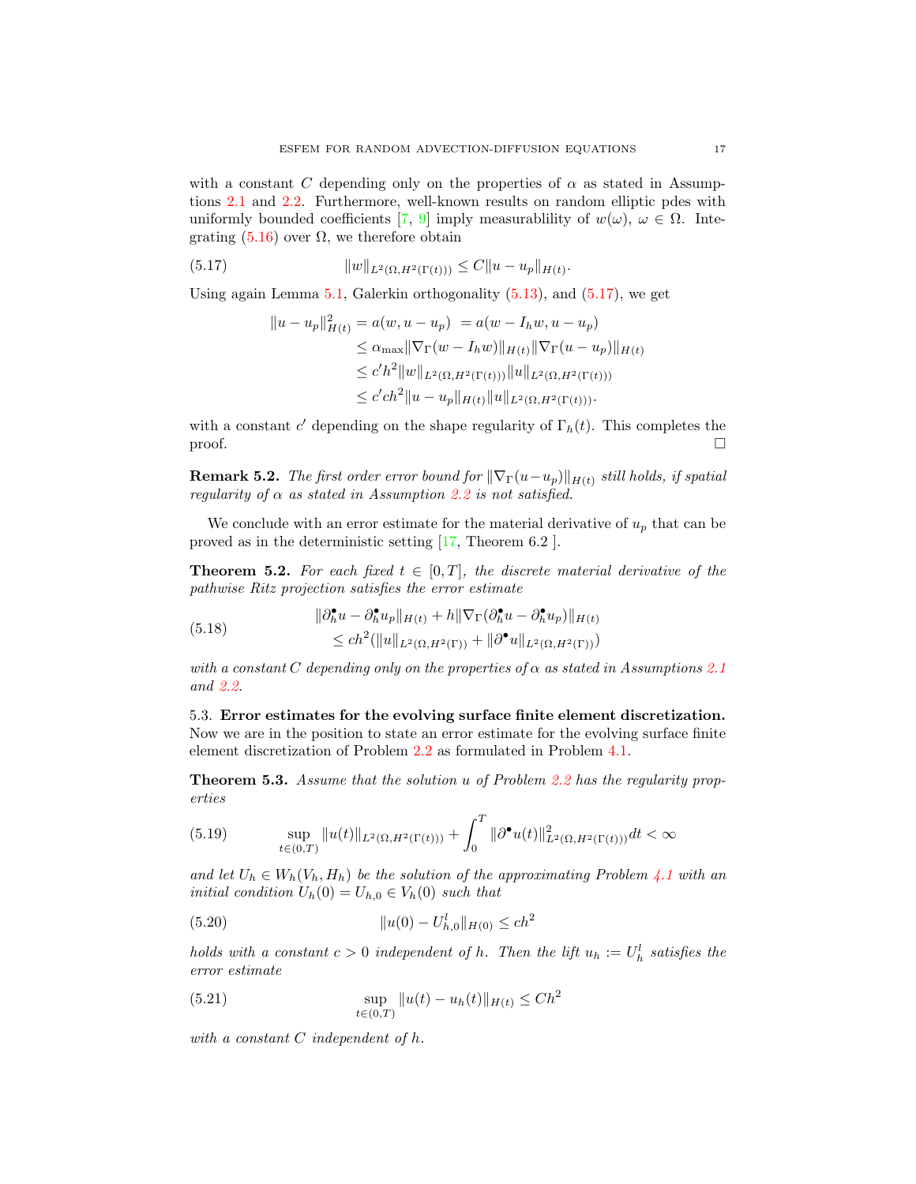with a constant $C$ depending only on the properties of $\alpha$ as stated in Assumptions 2.1 and 2.2. Furthermore, well-known results on random elliptic pdes with uniformly bounded coefficients [7, 9] imply measurablility of $w(\omega)$, $\omega \in \Omega$. Integrating (5.16) over $\Omega$, we therefore obtain

$$\|w\|_{L^2(\Omega,H^2(\Gamma(t)))} \leq C\|u - u_p\|_{H(t)}. \tag{5.17}$$

Using again Lemma 5.1, Galerkin orthogonality (5.13), and (5.17), we get

$$\begin{aligned}
\|u - u_p\|^2_{H(t)} &= a(w, u - u_p) \ = a(w - I_h w, u - u_p) \\
&\leq \alpha_{\max} \|\nabla_\Gamma (w - I_h w)\|_{H(t)} \|\nabla_\Gamma (u - u_p)\|_{H(t)} \\
&\leq c' h^2 \|w\|_{L^2(\Omega,H^2(\Gamma(t)))} \|u\|_{L^2(\Omega,H^2(\Gamma(t)))} \\
&\leq c' c h^2 \|u - u_p\|_{H(t)} \|u\|_{L^2(\Omega,H^2(\Gamma(t)))}.
\end{aligned}$$

with a constant $c'$ depending on the shape regularity of $\Gamma_h(t)$. This completes the proof. □

**Remark 5.2.** *The first order error bound for $\|\nabla_\Gamma(u-u_p)\|_{H(t)}$ still holds, if spatial regularity of $\alpha$ as stated in Assumption 2.2 is not satisfied.*

We conclude with an error estimate for the material derivative of $u_p$ that can be proved as in the deterministic setting [17, Theorem 6.2 ].

**Theorem 5.2.** *For each fixed $t \in [0, T]$, the discrete material derivative of the pathwise Ritz projection satisfies the error estimate*

$$\begin{aligned}
&\|\partial_h^\bullet u - \partial_h^\bullet u_p\|_{H(t)} + h\|\nabla_\Gamma(\partial_h^\bullet u - \partial_h^\bullet u_p)\|_{H(t)} \\
&\qquad \leq ch^2 (\|u\|_{L^2(\Omega,H^2(\Gamma))} + \|\partial^\bullet u\|_{L^2(\Omega,H^2(\Gamma))})
\end{aligned} \tag{5.18}$$

*with a constant $C$ depending only on the properties of $\alpha$ as stated in Assumptions 2.1 and 2.2.*

### 5.3. Error estimates for the evolving surface finite element discretization.

Now we are in the position to state an error estimate for the evolving surface finite element discretization of Problem 2.2 as formulated in Problem 4.1.

**Theorem 5.3.** *Assume that the solution $u$ of Problem 2.2 has the regularity properties*

$$\sup_{t\in(0,T)} \|u(t)\|_{L^2(\Omega,H^2(\Gamma(t)))} + \int_0^T \|\partial^\bullet u(t)\|^2_{L^2(\Omega,H^2(\Gamma(t)))} dt < \infty \tag{5.19}$$

*and let $U_h \in W_h(V_h, H_h)$ be the solution of the approximating Problem 4.1 with an initial condition $U_h(0) = U_{h,0} \in V_h(0)$ such that*

$$\|u(0) - U^l_{h,0}\|_{H(0)} \leq ch^2 \tag{5.20}$$

*holds with a constant $c > 0$ independent of $h$. Then the lift $u_h := U_h^l$ satisfies the error estimate*

$$\sup_{t\in(0,T)} \|u(t) - u_h(t)\|_{H(t)} \leq Ch^2 \tag{5.21}$$

*with a constant $C$ independent of $h$.*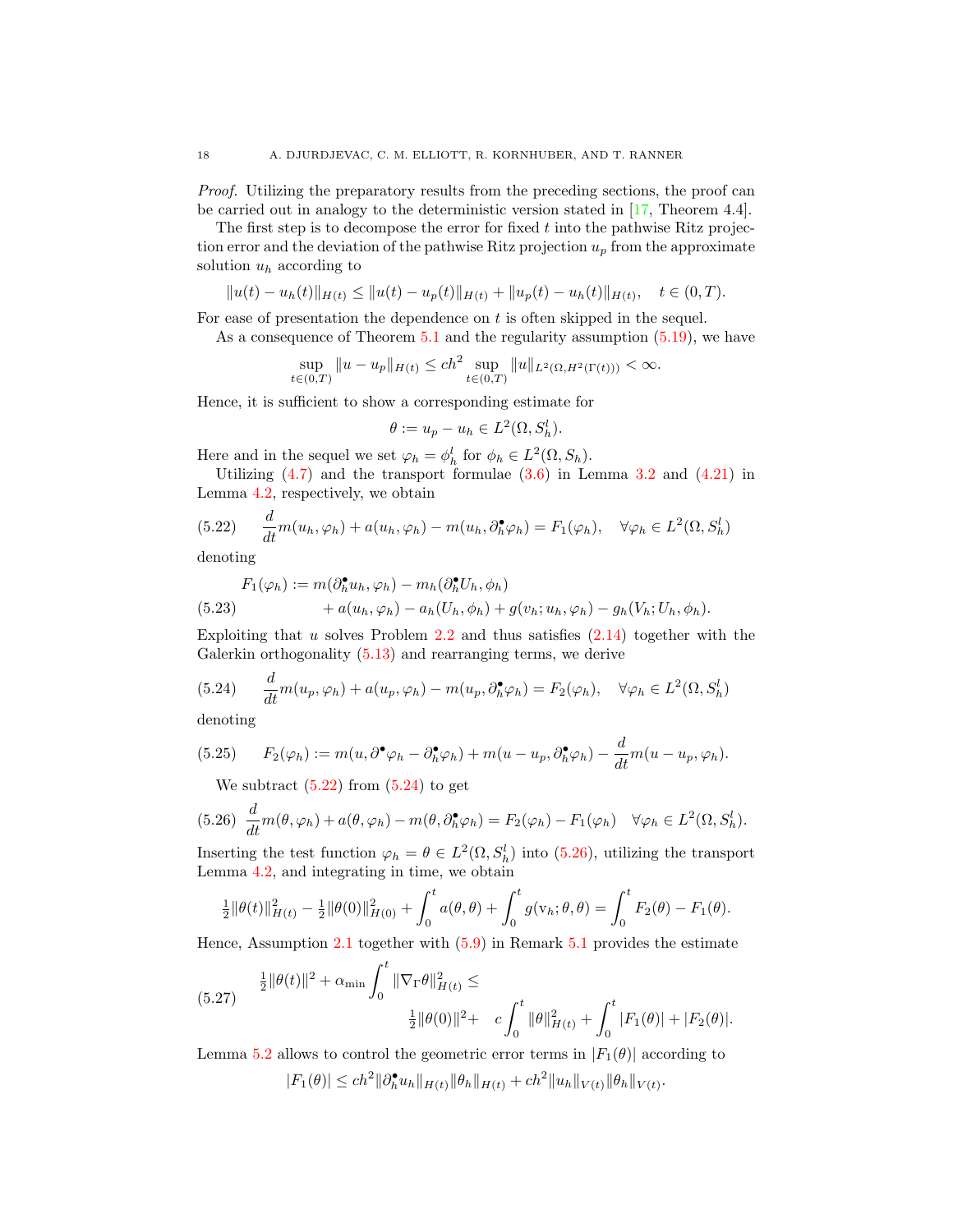*Proof.* Utilizing the preparatory results from the preceding sections, the proof can be carried out in analogy to the deterministic version stated in [17, Theorem 4.4].

The first step is to decompose the error for fixed $t$ into the pathwise Ritz projection error and the deviation of the pathwise Ritz projection $u_p$ from the approximate solution $u_h$ according to

$$\|u(t) - u_h(t)\|_{H(t)} \leq \|u(t) - u_p(t)\|_{H(t)} + \|u_p(t) - u_h(t)\|_{H(t)}, \quad t \in (0, T).$$

For ease of presentation the dependence on $t$ is often skipped in the sequel.

As a consequence of Theorem 5.1 and the regularity assumption (5.19), we have

$$\sup_{t\in(0,T)} \|u - u_p\|_{H(t)} \leq ch^2 \sup_{t\in(0,T)} \|u\|_{L^2(\Omega, H^2(\Gamma(t)))} < \infty.$$

Hence, it is sufficient to show a corresponding estimate for

$$\theta := u_p - u_h \in L^2(\Omega, S_h^l).$$

Here and in the sequel we set $\varphi_h = \phi_h^l$ for $\phi_h \in L^2(\Omega, S_h)$.

Utilizing (4.7) and the transport formulae (3.6) in Lemma 3.2 and (4.21) in Lemma 4.2, respectively, we obtain

$$\frac{d}{dt} m(u_h, \varphi_h) + a(u_h, \varphi_h) - m(u_h, \partial_h^\bullet \varphi_h) = F_1(\varphi_h), \quad \forall \varphi_h \in L^2(\Omega, S_h^l) \tag{5.22}$$

denoting

$$\begin{aligned} F_1(\varphi_h) := &\; m(\partial_h^\bullet u_h, \varphi_h) - m_h(\partial_h^\bullet U_h, \phi_h) \\ &+ a(u_h, \varphi_h) - a_h(U_h, \phi_h) + g(v_h; u_h, \varphi_h) - g_h(V_h; U_h, \phi_h). \end{aligned} \tag{5.23}$$

Exploiting that $u$ solves Problem 2.2 and thus satisfies (2.14) together with the Galerkin orthogonality (5.13) and rearranging terms, we derive

$$\frac{d}{dt} m(u_p, \varphi_h) + a(u_p, \varphi_h) - m(u_p, \partial_h^\bullet \varphi_h) = F_2(\varphi_h), \quad \forall \varphi_h \in L^2(\Omega, S_h^l) \tag{5.24}$$

denoting

$$F_2(\varphi_h) := m(u, \partial^\bullet \varphi_h - \partial_h^\bullet \varphi_h) + m(u - u_p, \partial_h^\bullet \varphi_h) - \frac{d}{dt} m(u - u_p, \varphi_h). \tag{5.25}$$

We subtract (5.22) from (5.24) to get

$$\frac{d}{dt} m(\theta, \varphi_h) + a(\theta, \varphi_h) - m(\theta, \partial_h^\bullet \varphi_h) = F_2(\varphi_h) - F_1(\varphi_h) \quad \forall \varphi_h \in L^2(\Omega, S_h^l). \tag{5.26}$$

Inserting the test function $\varphi_h = \theta \in L^2(\Omega, S_h^l)$ into (5.26), utilizing the transport Lemma 4.2, and integrating in time, we obtain

$$\tfrac{1}{2}\|\theta(t)\|_{H(t)}^2 - \tfrac{1}{2}\|\theta(0)\|_{H(0)}^2 + \int_0^t a(\theta, \theta) + \int_0^t g(\mathrm{v}_h; \theta, \theta) = \int_0^t F_2(\theta) - F_1(\theta).$$

Hence, Assumption 2.1 together with (5.9) in Remark 5.1 provides the estimate

$$\begin{aligned} \tfrac{1}{2}\|\theta(t)\|^2 + \alpha_{\min} \int_0^t \|\nabla_\Gamma \theta\|_{H(t)}^2 \leq& \\ \tfrac{1}{2}\|\theta(0)\|^2 + &\; c\int_0^t \|\theta\|_{H(t)}^2 + \int_0^t |F_1(\theta)| + |F_2(\theta)|. \end{aligned} \tag{5.27}$$

Lemma 5.2 allows to control the geometric error terms in $|F_1(\theta)|$ according to

$$|F_1(\theta)| \leq ch^2 \|\partial_h^\bullet u_h\|_{H(t)} \|\theta_h\|_{H(t)} + ch^2 \|u_h\|_{V(t)} \|\theta_h\|_{V(t)}.$$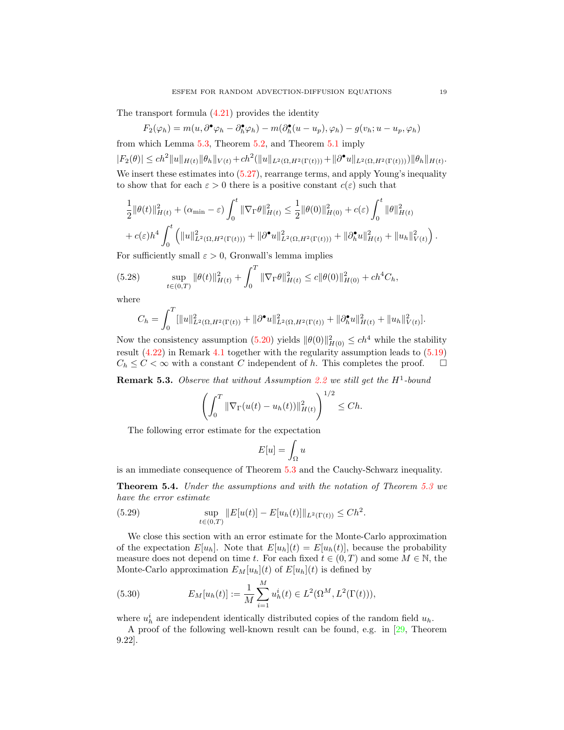The transport formula (4.21) provides the identity

$$F_2(\varphi_h) = m(u, \partial^\bullet \varphi_h - \partial_h^\bullet \varphi_h) - m(\partial_h^\bullet (u - u_p), \varphi_h) - g(v_h; u - u_p, \varphi_h)$$

from which Lemma 5.3, Theorem 5.2, and Theorem 5.1 imply

$$|F_2(\theta)| \le ch^2 \|u\|_{H(t)} \|\theta_h\|_{V(t)} + ch^2 (\|u\|_{L^2(\Omega, H^2(\Gamma(t)))} + \|\partial^\bullet u\|_{L^2(\Omega, H^2(\Gamma(t)))}) \|\theta_h\|_{H(t)}.$$

We insert these estimates into (5.27), rearrange terms, and apply Young's inequality to show that for each $\varepsilon > 0$ there is a positive constant $c(\varepsilon)$ such that

$$\frac{1}{2}\|\theta(t)\|_{H(t)}^2 + (\alpha_{\min} - \varepsilon) \int_0^t \|\nabla_\Gamma \theta\|_{H(t)}^2 \le \frac{1}{2}\|\theta(0)\|_{H(0)}^2 + c(\varepsilon) \int_0^t \|\theta\|_{H(t)}^2$$
$$+ c(\varepsilon) h^4 \int_0^t \left( \|u\|_{L^2(\Omega, H^2(\Gamma(t)))}^2 + \|\partial^\bullet u\|_{L^2(\Omega, H^2(\Gamma(t)))}^2 + \|\partial_h^\bullet u\|_{H(t)}^2 + \|u_h\|_{V(t)}^2 \right).$$

For sufficiently small $\varepsilon > 0$, Gronwall's lemma implies

$$\sup_{t \in (0,T)} \|\theta(t)\|_{H(t)}^2 + \int_0^T \|\nabla_\Gamma \theta\|_{H(t)}^2 \le c\|\theta(0)\|_{H(0)}^2 + ch^4 C_h, \tag{5.28}$$

where

$$C_h = \int_0^T [\|u\|_{L^2(\Omega, H^2(\Gamma(t)))}^2 + \|\partial^\bullet u\|_{L^2(\Omega, H^2(\Gamma(t)))}^2 + \|\partial_h^\bullet u\|_{H(t)}^2 + \|u_h\|_{V(t)}^2].$$

Now the consistency assumption (5.20) yields $\|\theta(0)\|_{H(0)}^2 \le ch^4$ while the stability result (4.22) in Remark 4.1 together with the regularity assumption leads to (5.19) $C_h \le C < \infty$ with a constant $C$ independent of $h$. This completes the proof. $\square$

**Remark 5.3.** *Observe that without Assumption 2.2 we still get the $H^1$-bound*

$$\left( \int_0^T \|\nabla_\Gamma (u(t) - u_h(t))\|_{H(t)}^2 \right)^{1/2} \le Ch.$$

The following error estimate for the expectation

$$E[u] = \int_\Omega u$$

is an immediate consequence of Theorem 5.3 and the Cauchy-Schwarz inequality.

**Theorem 5.4.** *Under the assumptions and with the notation of Theorem 5.3 we have the error estimate*

$$\sup_{t \in (0,T)} \|E[u(t)] - E[u_h(t)]\|_{L^2(\Gamma(t))} \le Ch^2. \tag{5.29}$$

We close this section with an error estimate for the Monte-Carlo approximation of the expectation $E[u_h]$. Note that $E[u_h](t) = E[u_h(t)]$, because the probability measure does not depend on time $t$. For each fixed $t \in (0,T)$ and some $M \in \mathbb{N}$, the Monte-Carlo approximation $E_M[u_h](t)$ of $E[u_h](t)$ is defined by

$$E_M[u_h(t)] := \frac{1}{M} \sum_{i=1}^M u_h^i(t) \in L^2(\Omega^M, L^2(\Gamma(t))), \tag{5.30}$$

where $u_h^i$ are independent identically distributed copies of the random field $u_h$.

A proof of the following well-known result can be found, e.g. in [29, Theorem 9.22].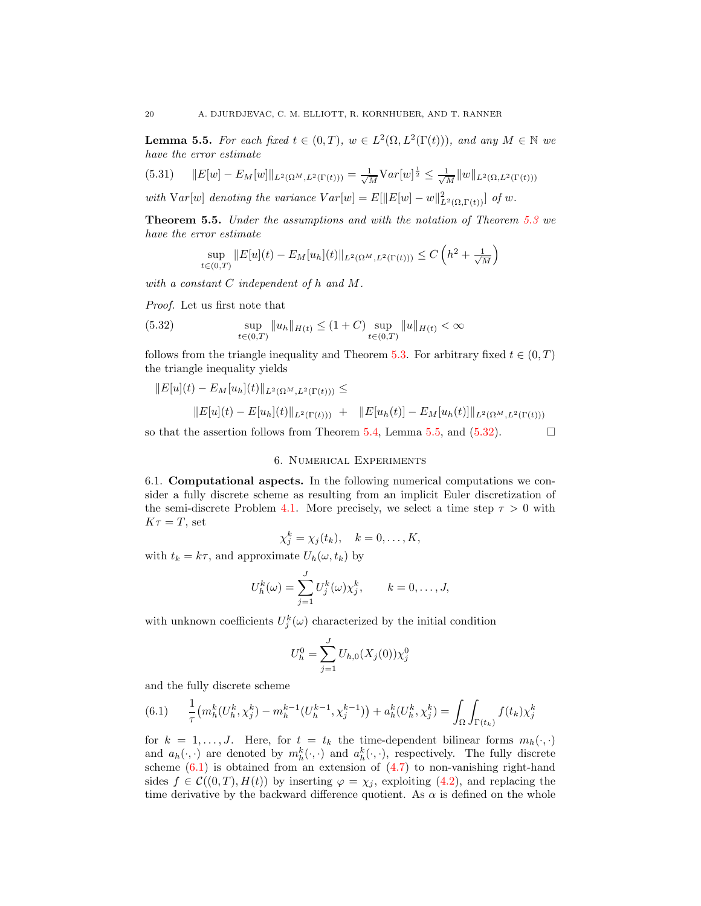**Lemma 5.5.** *For each fixed $t \in (0,T)$, $w \in L^2(\Omega, L^2(\Gamma(t)))$, and any $M \in \mathbb{N}$ we have the error estimate*

$$\|E[w] - E_M[w]\|_{L^2(\Omega^M, L^2(\Gamma(t)))} = \tfrac{1}{\sqrt{M}} \mathrm{Var}[w]^{\frac{1}{2}} \le \tfrac{1}{\sqrt{M}} \|w\|_{L^2(\Omega, L^2(\Gamma(t)))} \tag{5.31}$$

*with* $\mathrm{Var}[w]$ *denoting the variance* $Var[w] = E[\|E[w] - w\|^2_{L^2(\Omega, \Gamma(t))}]$ *of* $w$.

**Theorem 5.5.** *Under the assumptions and with the notation of Theorem 5.3 we have the error estimate*

$$\sup_{t\in(0,T)} \|E[u](t) - E_M[u_h](t)\|_{L^2(\Omega^M, L^2(\Gamma(t)))} \le C\left(h^2 + \tfrac{1}{\sqrt{M}}\right)$$

*with a constant $C$ independent of $h$ and $M$.*

*Proof.* Let us first note that

$$\sup_{t\in(0,T)} \|u_h\|_{H(t)} \le (1 + C) \sup_{t\in(0,T)} \|u\|_{H(t)} < \infty \tag{5.32}$$

follows from the triangle inequality and Theorem 5.3. For arbitrary fixed $t \in (0,T)$ the triangle inequality yields

$$\|E[u](t) - E_M[u_h](t)\|_{L^2(\Omega^M, L^2(\Gamma(t)))} \le$$

$$\|E[u](t) - E[u_h](t)\|_{L^2(\Gamma(t)))} + \|E[u_h(t)] - E_M[u_h(t)]\|_{L^2(\Omega^M, L^2(\Gamma(t)))}$$

so that the assertion follows from Theorem 5.4, Lemma 5.5, and (5.32). $\square$

## 6. Numerical Experiments

6.1. **Computational aspects.** In the following numerical computations we consider a fully discrete scheme as resulting from an implicit Euler discretization of the semi-discrete Problem 4.1. More precisely, we select a time step $\tau > 0$ with $K\tau = T$, set

$$\chi_j^k = \chi_j(t_k), \quad k = 0, \dots, K,$$

with $t_k = k\tau$, and approximate $U_h(\omega, t_k)$ by

$$U_h^k(\omega) = \sum_{j=1}^{J} U_j^k(\omega)\chi_j^k, \qquad k = 0, \dots, J,$$

with unknown coefficients $U_j^k(\omega)$ characterized by the initial condition

$$U_h^0 = \sum_{j=1}^{J} U_{h,0}(X_j(0))\chi_j^0$$

and the fully discrete scheme

$$\frac{1}{\tau}\big(m_h^k(U_h^k, \chi_j^k) - m_h^{k-1}(U_h^{k-1}, \chi_j^{k-1})\big) + a_h^k(U_h^k, \chi_j^k) = \int_\Omega \int_{\Gamma(t_k)} f(t_k)\chi_j^k \tag{6.1}$$

for $k = 1, \dots, J$. Here, for $t = t_k$ the time-dependent bilinear forms $m_h(\cdot,\cdot)$ and $a_h(\cdot,\cdot)$ are denoted by $m_h^k(\cdot,\cdot)$ and $a_h^k(\cdot,\cdot)$, respectively. The fully discrete scheme (6.1) is obtained from an extension of (4.7) to non-vanishing right-hand sides $f \in \mathcal{C}((0,T), H(t))$ by inserting $\varphi = \chi_j$, exploiting (4.2), and replacing the time derivative by the backward difference quotient. As $\alpha$ is defined on the whole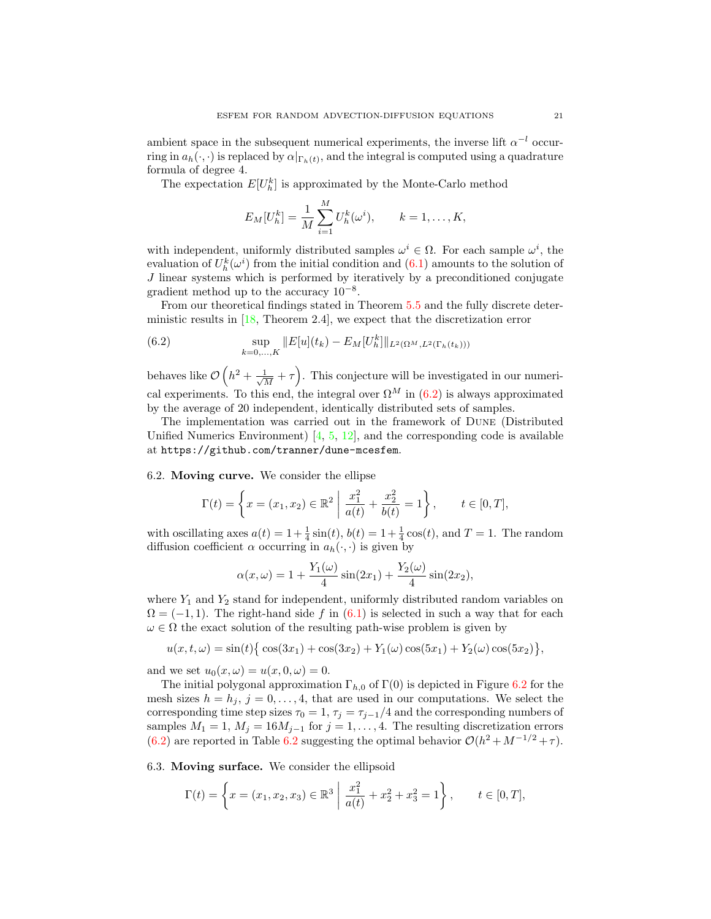ambient space in the subsequent numerical experiments, the inverse lift $\alpha^{-l}$ occurring in $a_h(\cdot,\cdot)$ is replaced by $\alpha|_{\Gamma_h(t)}$, and the integral is computed using a quadrature formula of degree 4.

The expectation $E[U_h^k]$ is approximated by the Monte-Carlo method

$$E_M[U_h^k] = \frac{1}{M}\sum_{i=1}^{M} U_h^k(\omega^i), \qquad k = 1, \dots, K,$$

with independent, uniformly distributed samples $\omega^i \in \Omega$. For each sample $\omega^i$, the evaluation of $U_h^k(\omega^i)$ from the initial condition and (6.1) amounts to the solution of $J$ linear systems which is performed by iteratively by a preconditioned conjugate gradient method up to the accuracy $10^{-8}$.

From our theoretical findings stated in Theorem 5.5 and the fully discrete deterministic results in [18, Theorem 2.4], we expect that the discretization error

$$\sup_{k=0,\dots,K} \|E[u](t_k) - E_M[U_h^k]\|_{L^2(\Omega^M, L^2(\Gamma_h(t_k)))} \tag{6.2}$$

behaves like $\mathcal{O}\left(h^2 + \frac{1}{\sqrt{M}} + \tau\right)$. This conjecture will be investigated in our numerical experiments. To this end, the integral over $\Omega^M$ in (6.2) is always approximated by the average of 20 independent, identically distributed sets of samples.

The implementation was carried out in the framework of Dune (Distributed Unified Numerics Environment) [4, 5, 12], and the corresponding code is available at `https://github.com/tranner/dune-mcesfem`.

6.2. **Moving curve.** We consider the ellipse

$$\Gamma(t) = \left\{ x = (x_1, x_2) \in \mathbb{R}^2 \;\middle|\; \frac{x_1^2}{a(t)} + \frac{x_2^2}{b(t)} = 1 \right\}, \qquad t \in [0, T],$$

with oscillating axes $a(t) = 1 + \frac{1}{4}\sin(t)$, $b(t) = 1 + \frac{1}{4}\cos(t)$, and $T = 1$. The random diffusion coefficient $\alpha$ occurring in $a_h(\cdot,\cdot)$ is given by

$$\alpha(x, \omega) = 1 + \frac{Y_1(\omega)}{4}\sin(2x_1) + \frac{Y_2(\omega)}{4}\sin(2x_2),$$

where $Y_1$ and $Y_2$ stand for independent, uniformly distributed random variables on $\Omega = (-1, 1)$. The right-hand side $f$ in (6.1) is selected in such a way that for each $\omega \in \Omega$ the exact solution of the resulting path-wise problem is given by

$$u(x, t, \omega) = \sin(t)\big\{\cos(3x_1) + \cos(3x_2) + Y_1(\omega)\cos(5x_1) + Y_2(\omega)\cos(5x_2)\big\},$$

and we set $u_0(x, \omega) = u(x, 0, \omega) = 0$.

The initial polygonal approximation $\Gamma_{h,0}$ of $\Gamma(0)$ is depicted in Figure 6.2 for the mesh sizes $h = h_j$, $j = 0, \dots, 4$, that are used in our computations. We select the corresponding time step sizes $\tau_0 = 1$, $\tau_j = \tau_{j-1}/4$ and the corresponding numbers of samples $M_1 = 1$, $M_j = 16M_{j-1}$ for $j = 1, \dots, 4$. The resulting discretization errors (6.2) are reported in Table 6.2 suggesting the optimal behavior $\mathcal{O}(h^2 + M^{-1/2} + \tau)$.

6.3. **Moving surface.** We consider the ellipsoid

$$\Gamma(t) = \left\{ x = (x_1, x_2, x_3) \in \mathbb{R}^3 \;\middle|\; \frac{x_1^2}{a(t)} + x_2^2 + x_3^2 = 1 \right\}, \qquad t \in [0, T],$$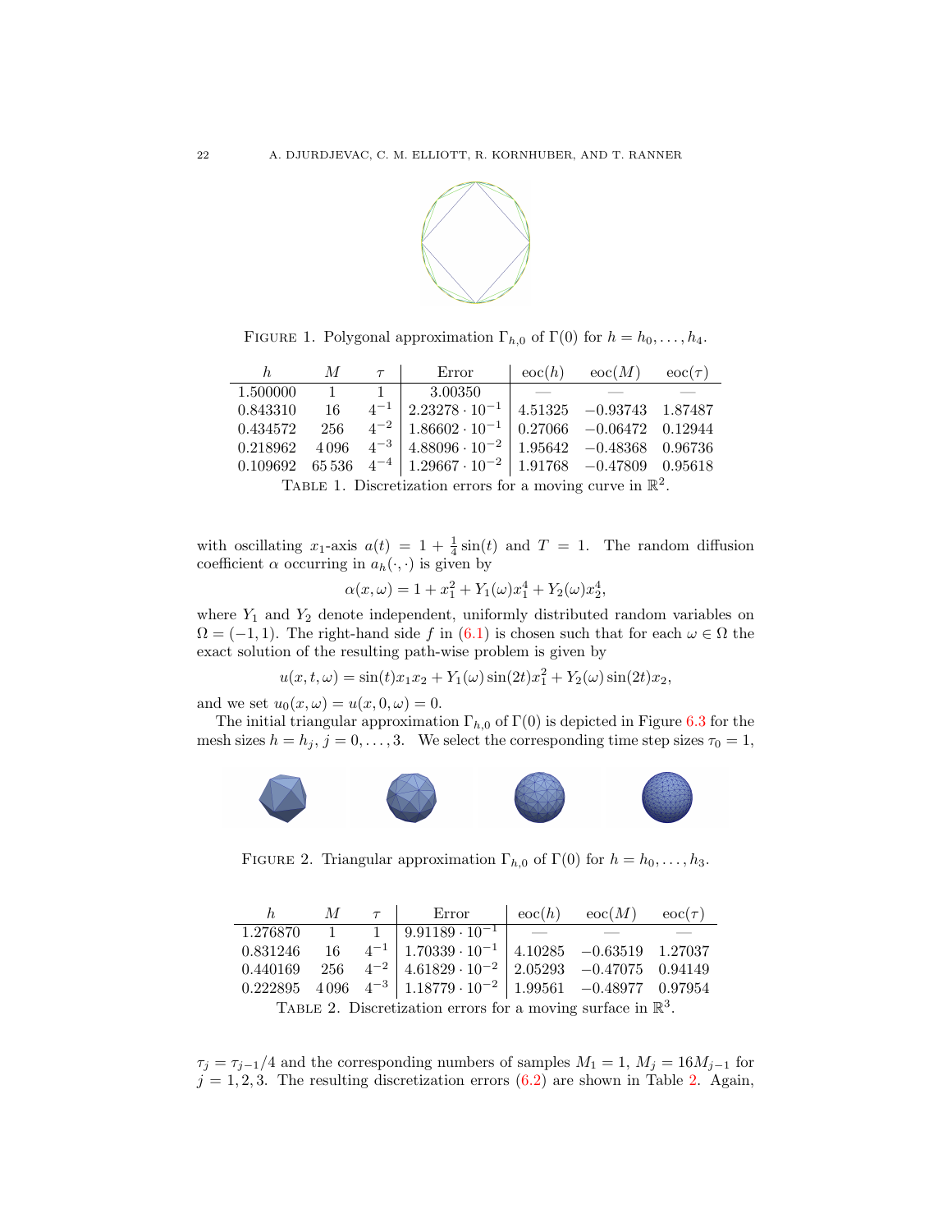FIGURE 1. Polygonal approximation $\Gamma_{h,0}$ of $\Gamma(0)$ for $h = h_0, \ldots, h_4$.

| $h$ | $M$ | $\tau$ | Error | eoc($h$) | eoc($M$) | eoc($\tau$) |
|---|---|---|---|---|---|---|
| 1.500000 | 1 | 1 | 3.00350 | — | — | — |
| 0.843310 | 16 | $4^{-1}$ | $2.23278 \cdot 10^{-1}$ | 4.51325 | $-0.93743$ | 1.87487 |
| 0.434572 | 256 | $4^{-2}$ | $1.86602 \cdot 10^{-1}$ | 0.27066 | $-0.06472$ | 0.12944 |
| 0.218962 | 4 096 | $4^{-3}$ | $4.88096 \cdot 10^{-2}$ | 1.95642 | $-0.48368$ | 0.96736 |
| 0.109692 | 65 536 | $4^{-4}$ | $1.29667 \cdot 10^{-2}$ | 1.91768 | $-0.47809$ | 0.95618 |

TABLE 1. Discretization errors for a moving curve in $\mathbb{R}^2$.

with oscillating $x_1$-axis $a(t) = 1 + \frac{1}{4}\sin(t)$ and $T = 1$. The random diffusion coefficient $\alpha$ occurring in $a_h(\cdot,\cdot)$ is given by

$$\alpha(x,\omega) = 1 + x_1^2 + Y_1(\omega)x_1^4 + Y_2(\omega)x_2^4,$$

where $Y_1$ and $Y_2$ denote independent, uniformly distributed random variables on $\Omega = (-1,1)$. The right-hand side $f$ in (6.1) is chosen such that for each $\omega \in \Omega$ the exact solution of the resulting path-wise problem is given by

$$u(x,t,\omega) = \sin(t)x_1x_2 + Y_1(\omega)\sin(2t)x_1^2 + Y_2(\omega)\sin(2t)x_2,$$

and we set $u_0(x,\omega) = u(x,0,\omega) = 0$.

The initial triangular approximation $\Gamma_{h,0}$ of $\Gamma(0)$ is depicted in Figure 6.3 for the mesh sizes $h = h_j$, $j = 0,\ldots,3$. We select the corresponding time step sizes $\tau_0 = 1$,

FIGURE 2. Triangular approximation $\Gamma_{h,0}$ of $\Gamma(0)$ for $h = h_0,\ldots,h_3$.

| $h$ | $M$ | $\tau$ | Error | eoc($h$) | eoc($M$) | eoc($\tau$) |
|---|---|---|---|---|---|---|
| 1.276870 | 1 | 1 | $9.91189 \cdot 10^{-1}$ | — | — | — |
| 0.831246 | 16 | $4^{-1}$ | $1.70339 \cdot 10^{-1}$ | 4.10285 | $-0.63519$ | 1.27037 |
| 0.440169 | 256 | $4^{-2}$ | $4.61829 \cdot 10^{-2}$ | 2.05293 | $-0.47075$ | 0.94149 |
| 0.222895 | 4 096 | $4^{-3}$ | $1.18779 \cdot 10^{-2}$ | 1.99561 | $-0.48977$ | 0.97954 |

TABLE 2. Discretization errors for a moving surface in $\mathbb{R}^3$.

$\tau_j = \tau_{j-1}/4$ and the corresponding numbers of samples $M_1 = 1$, $M_j = 16M_{j-1}$ for $j = 1,2,3$. The resulting discretization errors (6.2) are shown in Table 2. Again,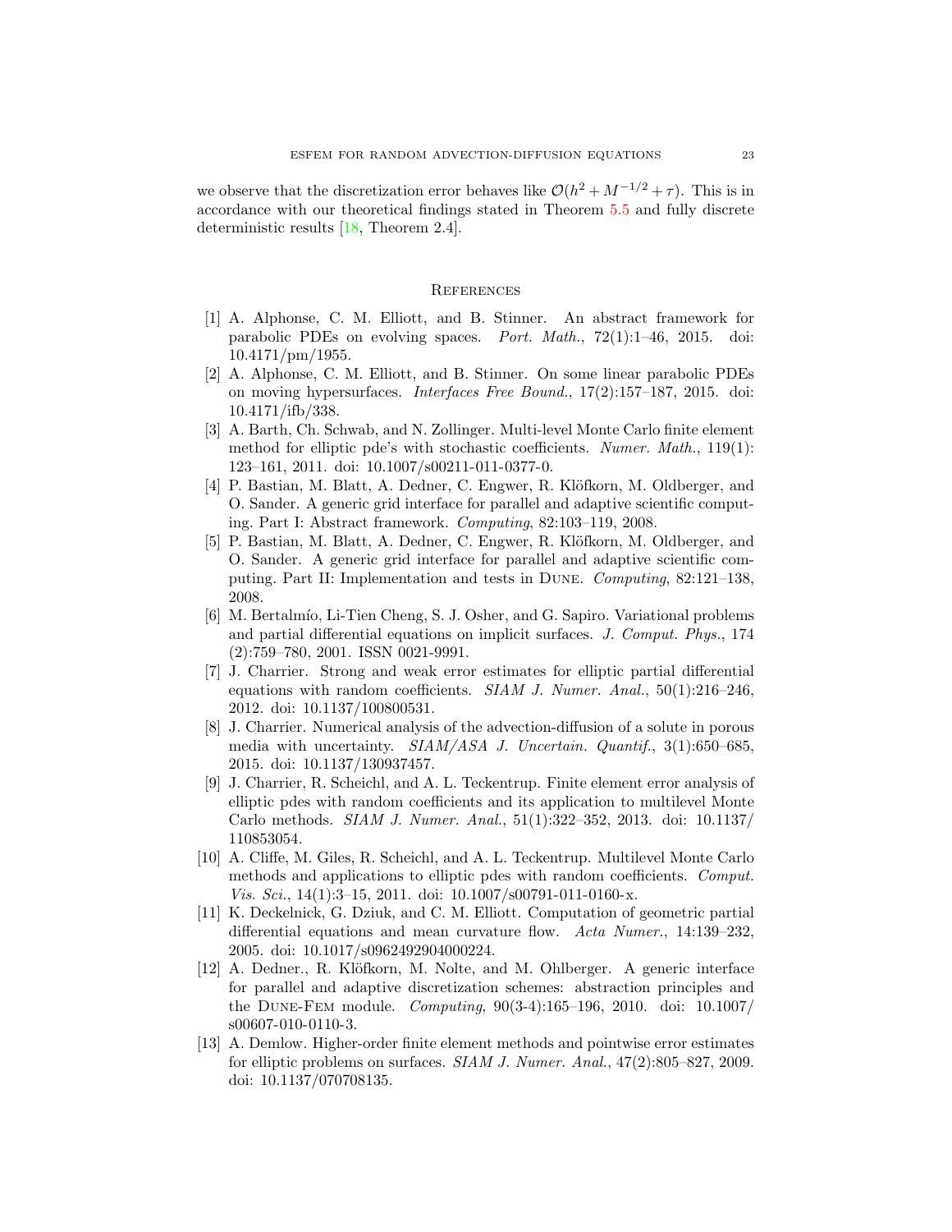we observe that the discretization error behaves like $\mathcal{O}(h^2 + M^{-1/2} + \tau)$. This is in accordance with our theoretical findings stated in Theorem 5.5 and fully discrete deterministic results [18, Theorem 2.4].

## References

[1] A. Alphonse, C. M. Elliott, and B. Stinner. An abstract framework for parabolic PDEs on evolving spaces. *Port. Math.*, 72(1):1–46, 2015. doi: 10.4171/pm/1955.

[2] A. Alphonse, C. M. Elliott, and B. Stinner. On some linear parabolic PDEs on moving hypersurfaces. *Interfaces Free Bound.*, 17(2):157–187, 2015. doi: 10.4171/ifb/338.

[3] A. Barth, Ch. Schwab, and N. Zollinger. Multi-level Monte Carlo finite element method for elliptic pde's with stochastic coefficients. *Numer. Math.*, 119(1): 123–161, 2011. doi: 10.1007/s00211-011-0377-0.

[4] P. Bastian, M. Blatt, A. Dedner, C. Engwer, R. Klöfkorn, M. Oldberger, and O. Sander. A generic grid interface for parallel and adaptive scientific computing. Part I: Abstract framework. *Computing*, 82:103–119, 2008.

[5] P. Bastian, M. Blatt, A. Dedner, C. Engwer, R. Klöfkorn, M. Oldberger, and O. Sander. A generic grid interface for parallel and adaptive scientific computing. Part II: Implementation and tests in Dune. *Computing*, 82:121–138, 2008.

[6] M. Bertalmío, Li-Tien Cheng, S. J. Osher, and G. Sapiro. Variational problems and partial differential equations on implicit surfaces. *J. Comput. Phys.*, 174 (2):759–780, 2001. ISSN 0021-9991.

[7] J. Charrier. Strong and weak error estimates for elliptic partial differential equations with random coefficients. *SIAM J. Numer. Anal.*, 50(1):216–246, 2012. doi: 10.1137/100800531.

[8] J. Charrier. Numerical analysis of the advection-diffusion of a solute in porous media with uncertainty. *SIAM/ASA J. Uncertain. Quantif.*, 3(1):650–685, 2015. doi: 10.1137/130937457.

[9] J. Charrier, R. Scheichl, and A. L. Teckentrup. Finite element error analysis of elliptic pdes with random coefficients and its application to multilevel Monte Carlo methods. *SIAM J. Numer. Anal.*, 51(1):322–352, 2013. doi: 10.1137/110853054.

[10] A. Cliffe, M. Giles, R. Scheichl, and A. L. Teckentrup. Multilevel Monte Carlo methods and applications to elliptic pdes with random coefficients. *Comput. Vis. Sci.*, 14(1):3–15, 2011. doi: 10.1007/s00791-011-0160-x.

[11] K. Deckelnick, G. Dziuk, and C. M. Elliott. Computation of geometric partial differential equations and mean curvature flow. *Acta Numer.*, 14:139–232, 2005. doi: 10.1017/s0962492904000224.

[12] A. Dedner., R. Klöfkorn, M. Nolte, and M. Ohlberger. A generic interface for parallel and adaptive discretization schemes: abstraction principles and the Dune-Fem module. *Computing*, 90(3-4):165–196, 2010. doi: 10.1007/s00607-010-0110-3.

[13] A. Demlow. Higher-order finite element methods and pointwise error estimates for elliptic problems on surfaces. *SIAM J. Numer. Anal.*, 47(2):805–827, 2009. doi: 10.1137/070708135.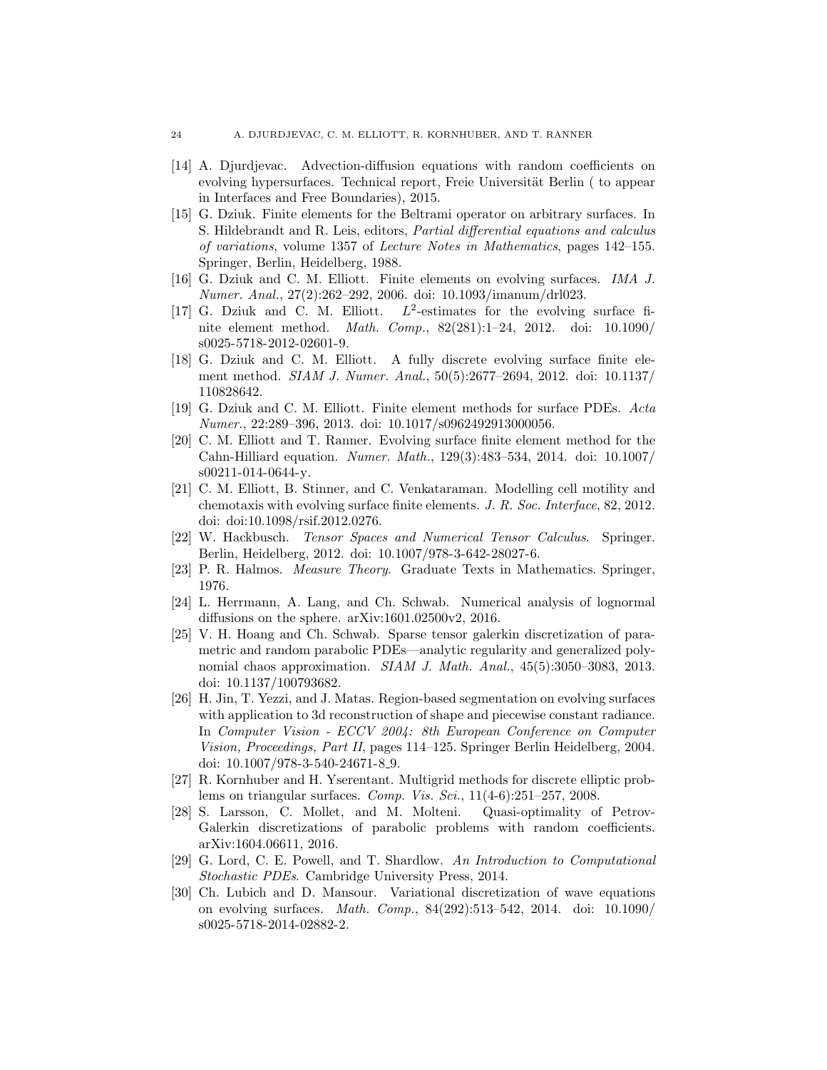[14] A. Djurdjevac. Advection-diffusion equations with random coefficients on evolving hypersurfaces. Technical report, Freie Universität Berlin ( to appear in Interfaces and Free Boundaries), 2015.

[15] G. Dziuk. Finite elements for the Beltrami operator on arbitrary surfaces. In S. Hildebrandt and R. Leis, editors, *Partial differential equations and calculus of variations*, volume 1357 of *Lecture Notes in Mathematics*, pages 142–155. Springer, Berlin, Heidelberg, 1988.

[16] G. Dziuk and C. M. Elliott. Finite elements on evolving surfaces. *IMA J. Numer. Anal.*, 27(2):262–292, 2006. doi: 10.1093/imanum/drl023.

[17] G. Dziuk and C. M. Elliott. $L^2$-estimates for the evolving surface finite element method. *Math. Comp.*, 82(281):1–24, 2012. doi: 10.1090/s0025-5718-2012-02601-9.

[18] G. Dziuk and C. M. Elliott. A fully discrete evolving surface finite element method. *SIAM J. Numer. Anal.*, 50(5):2677–2694, 2012. doi: 10.1137/110828642.

[19] G. Dziuk and C. M. Elliott. Finite element methods for surface PDEs. *Acta Numer.*, 22:289–396, 2013. doi: 10.1017/s0962492913000056.

[20] C. M. Elliott and T. Ranner. Evolving surface finite element method for the Cahn-Hilliard equation. *Numer. Math.*, 129(3):483–534, 2014. doi: 10.1007/s00211-014-0644-y.

[21] C. M. Elliott, B. Stinner, and C. Venkataraman. Modelling cell motility and chemotaxis with evolving surface finite elements. *J. R. Soc. Interface*, 82, 2012. doi: doi:10.1098/rsif.2012.0276.

[22] W. Hackbusch. *Tensor Spaces and Numerical Tensor Calculus*. Springer. Berlin, Heidelberg, 2012. doi: 10.1007/978-3-642-28027-6.

[23] P. R. Halmos. *Measure Theory*. Graduate Texts in Mathematics. Springer, 1976.

[24] L. Herrmann, A. Lang, and Ch. Schwab. Numerical analysis of lognormal diffusions on the sphere. arXiv:1601.02500v2, 2016.

[25] V. H. Hoang and Ch. Schwab. Sparse tensor galerkin discretization of parametric and random parabolic PDEs—analytic regularity and generalized polynomial chaos approximation. *SIAM J. Math. Anal.*, 45(5):3050–3083, 2013. doi: 10.1137/100793682.

[26] H. Jin, T. Yezzi, and J. Matas. Region-based segmentation on evolving surfaces with application to 3d reconstruction of shape and piecewise constant radiance. In *Computer Vision - ECCV 2004: 8th European Conference on Computer Vision, Proceedings, Part II*, pages 114–125. Springer Berlin Heidelberg, 2004. doi: 10.1007/978-3-540-24671-8_9.

[27] R. Kornhuber and H. Yserentant. Multigrid methods for discrete elliptic problems on triangular surfaces. *Comp. Vis. Sci.*, 11(4-6):251–257, 2008.

[28] S. Larsson, C. Mollet, and M. Molteni. Quasi-optimality of Petrov-Galerkin discretizations of parabolic problems with random coefficients. arXiv:1604.06611, 2016.

[29] G. Lord, C. E. Powell, and T. Shardlow. *An Introduction to Computational Stochastic PDEs*. Cambridge University Press, 2014.

[30] Ch. Lubich and D. Mansour. Variational discretization of wave equations on evolving surfaces. *Math. Comp.*, 84(292):513–542, 2014. doi: 10.1090/s0025-5718-2014-02882-2.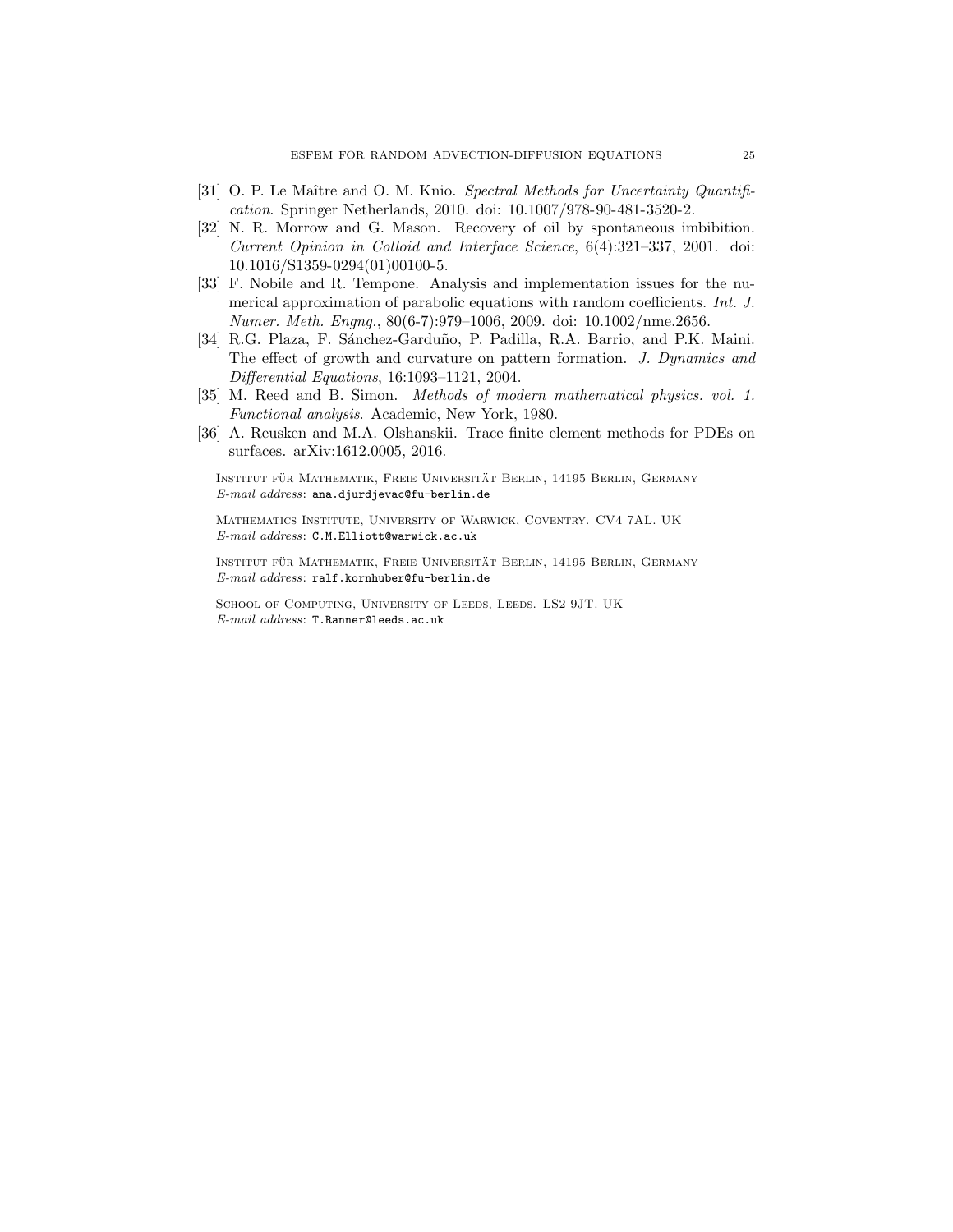[31] O. P. Le Maître and O. M. Knio. *Spectral Methods for Uncertainty Quantification*. Springer Netherlands, 2010. doi: 10.1007/978-90-481-3520-2.

[32] N. R. Morrow and G. Mason. Recovery of oil by spontaneous imbibition. *Current Opinion in Colloid and Interface Science*, 6(4):321–337, 2001. doi: 10.1016/S1359-0294(01)00100-5.

[33] F. Nobile and R. Tempone. Analysis and implementation issues for the numerical approximation of parabolic equations with random coefficients. *Int. J. Numer. Meth. Engng.*, 80(6-7):979–1006, 2009. doi: 10.1002/nme.2656.

[34] R.G. Plaza, F. Sánchez-Garduño, P. Padilla, R.A. Barrio, and P.K. Maini. The effect of growth and curvature on pattern formation. *J. Dynamics and Differential Equations*, 16:1093–1121, 2004.

[35] M. Reed and B. Simon. *Methods of modern mathematical physics. vol. 1. Functional analysis*. Academic, New York, 1980.

[36] A. Reusken and M.A. Olshanskii. Trace finite element methods for PDEs on surfaces. arXiv:1612.0005, 2016.

Institut für Mathematik, Freie Universität Berlin, 14195 Berlin, Germany
*E-mail address*: ana.djurdjevac@fu-berlin.de

Mathematics Institute, University of Warwick, Coventry. CV4 7AL. UK
*E-mail address*: C.M.Elliott@warwick.ac.uk

Institut für Mathematik, Freie Universität Berlin, 14195 Berlin, Germany
*E-mail address*: ralf.kornhuber@fu-berlin.de

School of Computing, University of Leeds, Leeds. LS2 9JT. UK
*E-mail address*: T.Ranner@leeds.ac.uk